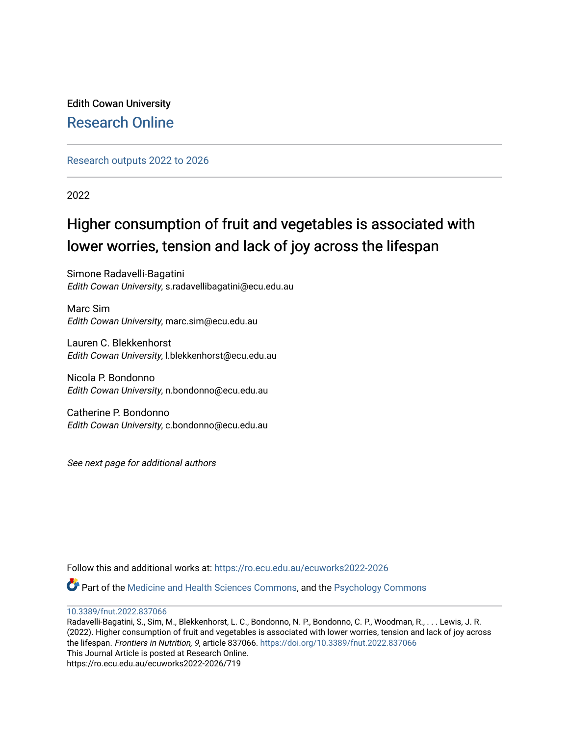Edith Cowan University

# Research Online

Research outputs 2022 to 2026

2022

# Higher consumption of fruit and vegetables is associated with lower worries, tension and lack of joy across the lifespan

Simone Radavelli-Bagatini
*Edith Cowan University*, s.radavellibagatini@ecu.edu.au

Marc Sim
*Edith Cowan University*, marc.sim@ecu.edu.au

Lauren C. Blekkenhorst
*Edith Cowan University*, l.blekkenhorst@ecu.edu.au

Nicola P. Bondonno
*Edith Cowan University*, n.bondonno@ecu.edu.au

Catherine P. Bondonno
*Edith Cowan University*, c.bondonno@ecu.edu.au

*See next page for additional authors*

Follow this and additional works at: https://ro.ecu.edu.au/ecuworks2022-2026

Part of the Medicine and Health Sciences Commons, and the Psychology Commons

10.3389/fnut.2022.837066
Radavelli-Bagatini, S., Sim, M., Blekkenhorst, L. C., Bondonno, N. P., Bondonno, C. P., Woodman, R., . . . Lewis, J. R. (2022). Higher consumption of fruit and vegetables is associated with lower worries, tension and lack of joy across the lifespan. *Frontiers in Nutrition, 9*, article 837066. https://doi.org/10.3389/fnut.2022.837066
This Journal Article is posted at Research Online.
https://ro.ecu.edu.au/ecuworks2022-2026/719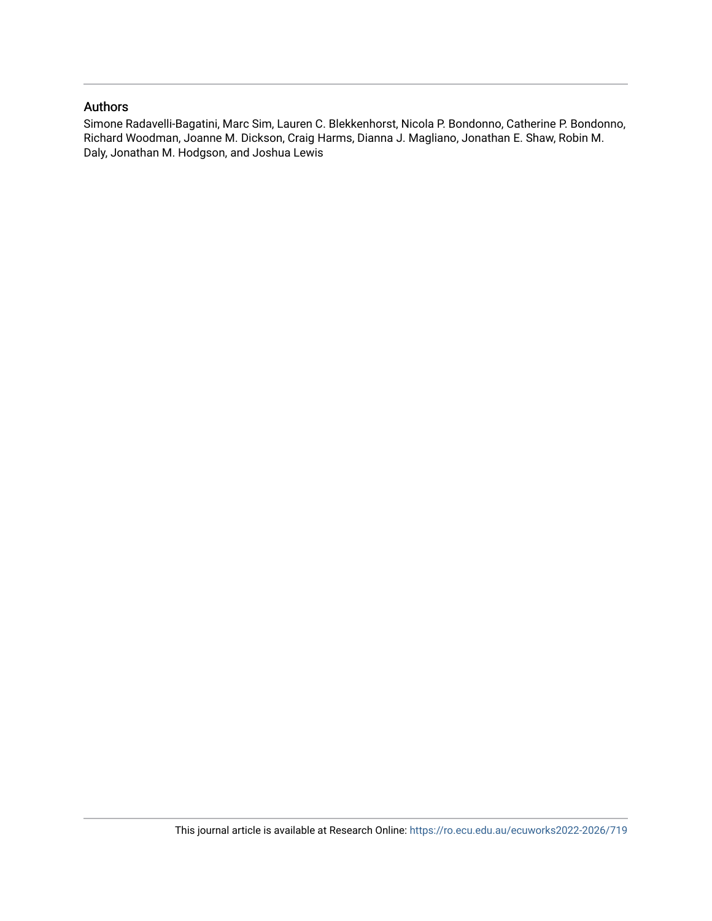## Authors

Simone Radavelli-Bagatini, Marc Sim, Lauren C. Blekkenhorst, Nicola P. Bondonno, Catherine P. Bondonno, Richard Woodman, Joanne M. Dickson, Craig Harms, Dianna J. Magliano, Jonathan E. Shaw, Robin M. Daly, Jonathan M. Hodgson, and Joshua Lewis

This journal article is available at Research Online: https://ro.ecu.edu.au/ecuworks2022-2026/719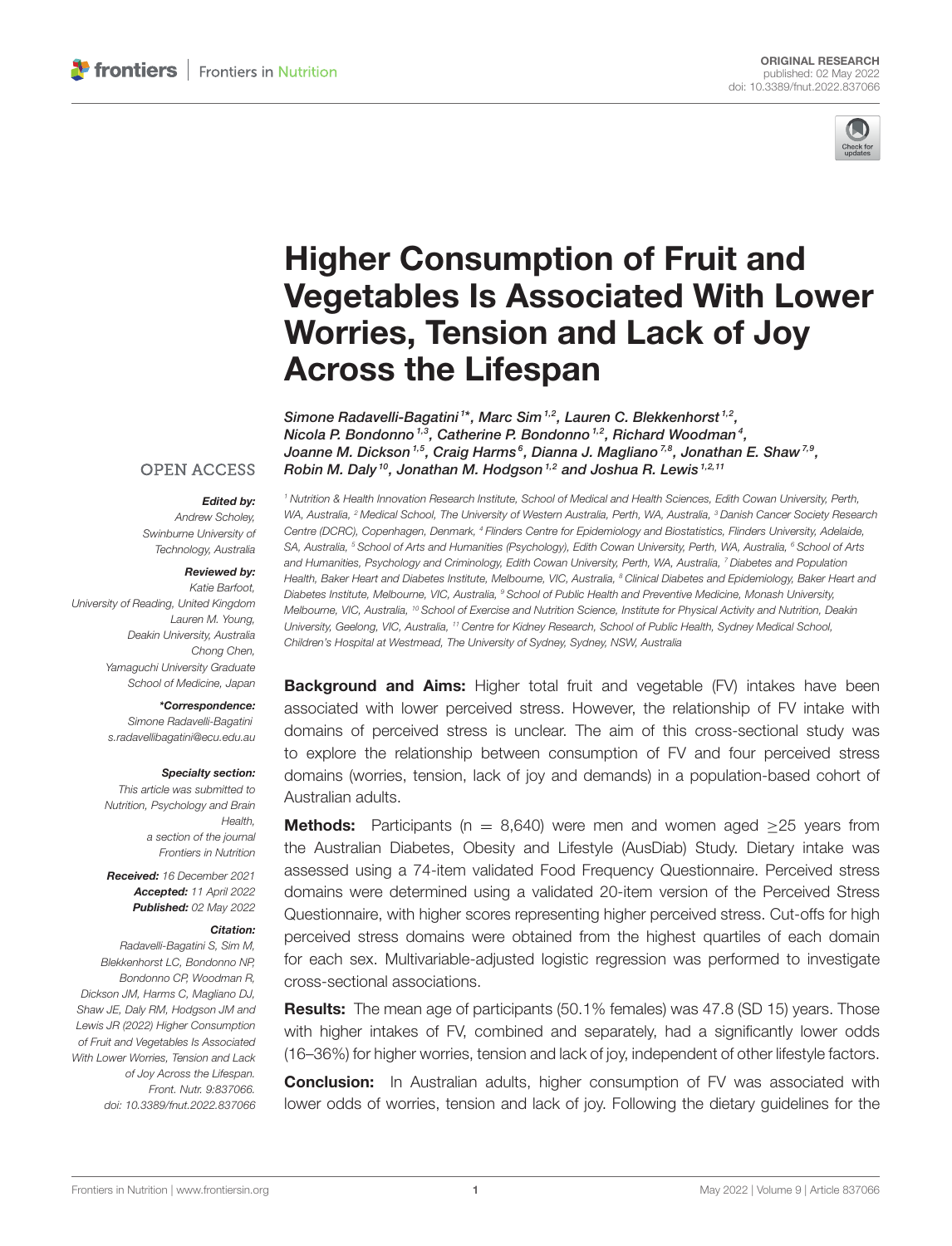ORIGINAL RESEARCH
published: 02 May 2022
doi: 10.3389/fnut.2022.837066

# Higher Consumption of Fruit and Vegetables Is Associated With Lower Worries, Tension and Lack of Joy Across the Lifespan

*Simone Radavelli-Bagatini[1]\*, Marc Sim[1,2], Lauren C. Blekkenhorst[1,2], Nicola P. Bondonno[1,3], Catherine P. Bondonno[1,2], Richard Woodman[4], Joanne M. Dickson[1,5], Craig Harms[6], Dianna J. Magliano[7,8], Jonathan E. Shaw[7,9], Robin M. Daly[10], Jonathan M. Hodgson[1,2] and Joshua R. Lewis[1,2,11]*

[1] Nutrition & Health Innovation Research Institute, School of Medical and Health Sciences, Edith Cowan University, Perth, WA, Australia, [2] Medical School, The University of Western Australia, Perth, WA, Australia, [3] Danish Cancer Society Research Centre (DCRC), Copenhagen, Denmark, [4] Flinders Centre for Epidemiology and Biostatistics, Flinders University, Adelaide, SA, Australia, [5] School of Arts and Humanities (Psychology), Edith Cowan University, Perth, WA, Australia, [6] School of Arts and Humanities, Psychology and Criminology, Edith Cowan University, Perth, WA, Australia, [7] Diabetes and Population Health, Baker Heart and Diabetes Institute, Melbourne, VIC, Australia, [8] Clinical Diabetes and Epidemiology, Baker Heart and Diabetes Institute, Melbourne, VIC, Australia, [9] School of Public Health and Preventive Medicine, Monash University, Melbourne, VIC, Australia, [10] School of Exercise and Nutrition Science, Institute for Physical Activity and Nutrition, Deakin University, Geelong, VIC, Australia, [11] Centre for Kidney Research, School of Public Health, Sydney Medical School, Children's Hospital at Westmead, The University of Sydney, Sydney, NSW, Australia

OPEN ACCESS

***Edited by:***
*Andrew Scholey,*
*Swinburne University of Technology, Australia*

***Reviewed by:***
*Katie Barfoot,*
*University of Reading, United Kingdom*
*Lauren M. Young,*
*Deakin University, Australia*
*Chong Chen,*
*Yamaguchi University Graduate School of Medicine, Japan*

***\*Correspondence:***
*Simone Radavelli-Bagatini*
*s.radavellibagatini@ecu.edu.au*

***Specialty section:***
*This article was submitted to Nutrition, Psychology and Brain Health, a section of the journal Frontiers in Nutrition*

***Received:*** *16 December 2021*
***Accepted:*** *11 April 2022*
***Published:*** *02 May 2022*

***Citation:***
*Radavelli-Bagatini S, Sim M, Blekkenhorst LC, Bondonno NP, Bondonno CP, Woodman R, Dickson JM, Harms C, Magliano DJ, Shaw JE, Daly RM, Hodgson JM and Lewis JR (2022) Higher Consumption of Fruit and Vegetables Is Associated With Lower Worries, Tension and Lack of Joy Across the Lifespan. Front. Nutr. 9:837066. doi: 10.3389/fnut.2022.837066*

**Background and Aims:** Higher total fruit and vegetable (FV) intakes have been associated with lower perceived stress. However, the relationship of FV intake with domains of perceived stress is unclear. The aim of this cross-sectional study was to explore the relationship between consumption of FV and four perceived stress domains (worries, tension, lack of joy and demands) in a population-based cohort of Australian adults.

**Methods:** Participants ($n = 8,640$) were men and women aged $\geq$25 years from the Australian Diabetes, Obesity and Lifestyle (AusDiab) Study. Dietary intake was assessed using a 74-item validated Food Frequency Questionnaire. Perceived stress domains were determined using a validated 20-item version of the Perceived Stress Questionnaire, with higher scores representing higher perceived stress. Cut-offs for high perceived stress domains were obtained from the highest quartiles of each domain for each sex. Multivariable-adjusted logistic regression was performed to investigate cross-sectional associations.

**Results:** The mean age of participants (50.1% females) was 47.8 (SD 15) years. Those with higher intakes of FV, combined and separately, had a significantly lower odds (16–36%) for higher worries, tension and lack of joy, independent of other lifestyle factors.

**Conclusion:** In Australian adults, higher consumption of FV was associated with lower odds of worries, tension and lack of joy. Following the dietary guidelines for the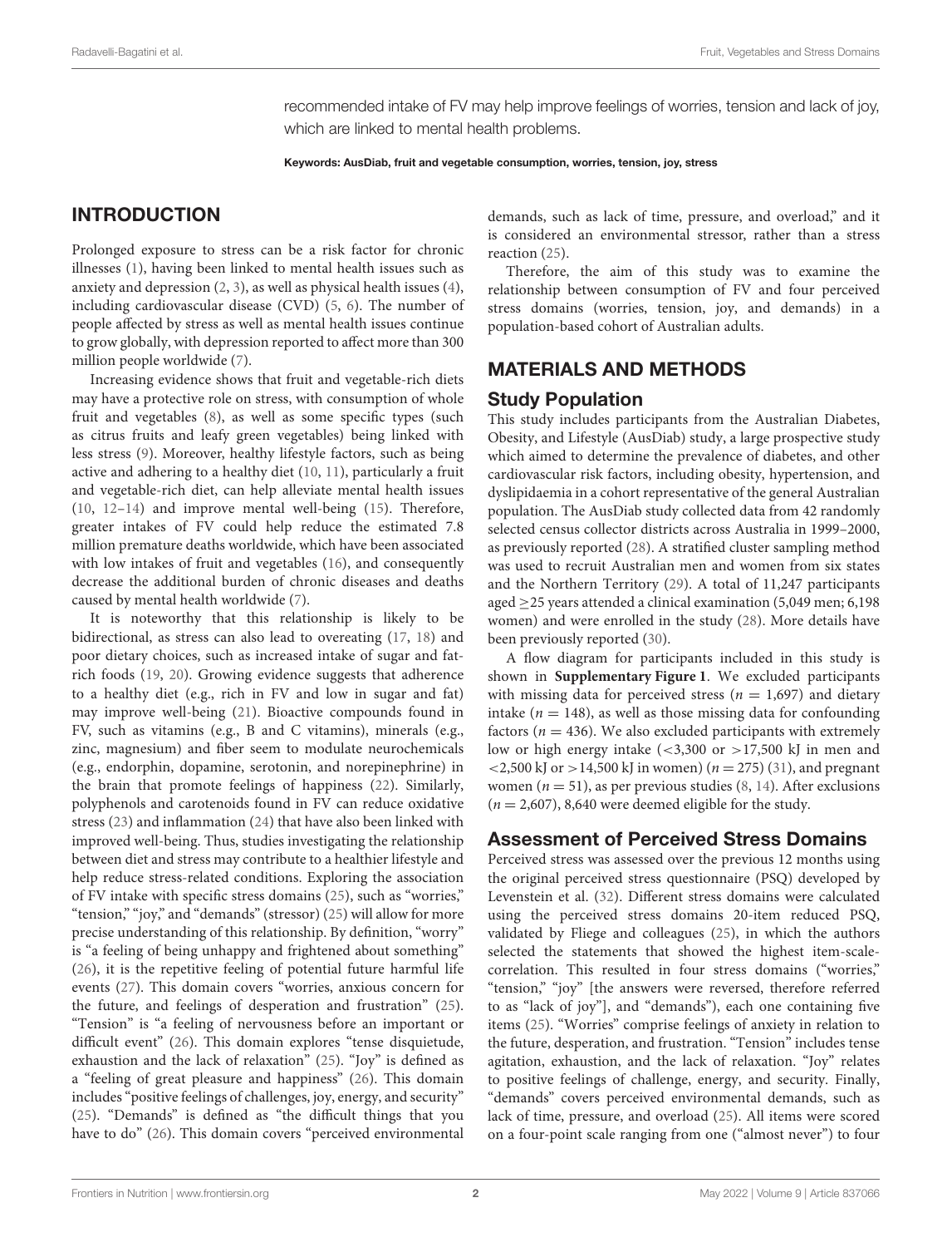recommended intake of FV may help improve feelings of worries, tension and lack of joy, which are linked to mental health problems.

**Keywords: AusDiab, fruit and vegetable consumption, worries, tension, joy, stress**

## INTRODUCTION

Prolonged exposure to stress can be a risk factor for chronic illnesses (1), having been linked to mental health issues such as anxiety and depression (2, 3), as well as physical health issues (4), including cardiovascular disease (CVD) (5, 6). The number of people affected by stress as well as mental health issues continue to grow globally, with depression reported to affect more than 300 million people worldwide (7).

Increasing evidence shows that fruit and vegetable-rich diets may have a protective role on stress, with consumption of whole fruit and vegetables (8), as well as some specific types (such as citrus fruits and leafy green vegetables) being linked with less stress (9). Moreover, healthy lifestyle factors, such as being active and adhering to a healthy diet (10, 11), particularly a fruit and vegetable-rich diet, can help alleviate mental health issues (10, 12–14) and improve mental well-being (15). Therefore, greater intakes of FV could help reduce the estimated 7.8 million premature deaths worldwide, which have been associated with low intakes of fruit and vegetables (16), and consequently decrease the additional burden of chronic diseases and deaths caused by mental health worldwide (7).

It is noteworthy that this relationship is likely to be bidirectional, as stress can also lead to overeating (17, 18) and poor dietary choices, such as increased intake of sugar and fat-rich foods (19, 20). Growing evidence suggests that adherence to a healthy diet (e.g., rich in FV and low in sugar and fat) may improve well-being (21). Bioactive compounds found in FV, such as vitamins (e.g., B and C vitamins), minerals (e.g., zinc, magnesium) and fiber seem to modulate neurochemicals (e.g., endorphin, dopamine, serotonin, and norepinephrine) in the brain that promote feelings of happiness (22). Similarly, polyphenols and carotenoids found in FV can reduce oxidative stress (23) and inflammation (24) that have also been linked with improved well-being. Thus, studies investigating the relationship between diet and stress may contribute to a healthier lifestyle and help reduce stress-related conditions. Exploring the association of FV intake with specific stress domains (25), such as "worries," "tension," "joy," and "demands" (stressor) (25) will allow for more precise understanding of this relationship. By definition, "worry" is "a feeling of being unhappy and frightened about something" (26), it is the repetitive feeling of potential future harmful life events (27). This domain covers "worries, anxious concern for the future, and feelings of desperation and frustration" (25). "Tension" is "a feeling of nervousness before an important or difficult event" (26). This domain explores "tense disquietude, exhaustion and the lack of relaxation" (25). "Joy" is defined as a "feeling of great pleasure and happiness" (26). This domain includes "positive feelings of challenges, joy, energy, and security" (25). "Demands" is defined as "the difficult things that you have to do" (26). This domain covers "perceived environmental demands, such as lack of time, pressure, and overload," and it is considered an environmental stressor, rather than a stress reaction (25).

Therefore, the aim of this study was to examine the relationship between consumption of FV and four perceived stress domains (worries, tension, joy, and demands) in a population-based cohort of Australian adults.

## MATERIALS AND METHODS

### Study Population

This study includes participants from the Australian Diabetes, Obesity, and Lifestyle (AusDiab) study, a large prospective study which aimed to determine the prevalence of diabetes, and other cardiovascular risk factors, including obesity, hypertension, and dyslipidaemia in a cohort representative of the general Australian population. The AusDiab study collected data from 42 randomly selected census collector districts across Australia in 1999–2000, as previously reported (28). A stratified cluster sampling method was used to recruit Australian men and women from six states and the Northern Territory (29). A total of 11,247 participants aged ≥25 years attended a clinical examination (5,049 men; 6,198 women) and were enrolled in the study (28). More details have been previously reported (30).

A flow diagram for participants included in this study is shown in **Supplementary Figure 1**. We excluded participants with missing data for perceived stress ($n = 1,697$) and dietary intake ($n = 148$), as well as those missing data for confounding factors ($n = 436$). We also excluded participants with extremely low or high energy intake (<3,300 or >17,500 kJ in men and <2,500 kJ or >14,500 kJ in women) ($n = 275$) (31), and pregnant women ($n = 51$), as per previous studies (8, 14). After exclusions ($n = 2,607$), 8,640 were deemed eligible for the study.

### Assessment of Perceived Stress Domains

Perceived stress was assessed over the previous 12 months using the original perceived stress questionnaire (PSQ) developed by Levenstein et al. (32). Different stress domains were calculated using the perceived stress domains 20-item reduced PSQ, validated by Fliege and colleagues (25), in which the authors selected the statements that showed the highest item-scale-correlation. This resulted in four stress domains ("worries," "tension," "joy" [the answers were reversed, therefore referred to as "lack of joy"], and "demands"), each one containing five items (25). "Worries" comprise feelings of anxiety in relation to the future, desperation, and frustration. "Tension" includes tense agitation, exhaustion, and the lack of relaxation. "Joy" relates to positive feelings of challenge, energy, and security. Finally, "demands" covers perceived environmental demands, such as lack of time, pressure, and overload (25). All items were scored on a four-point scale ranging from one ("almost never") to four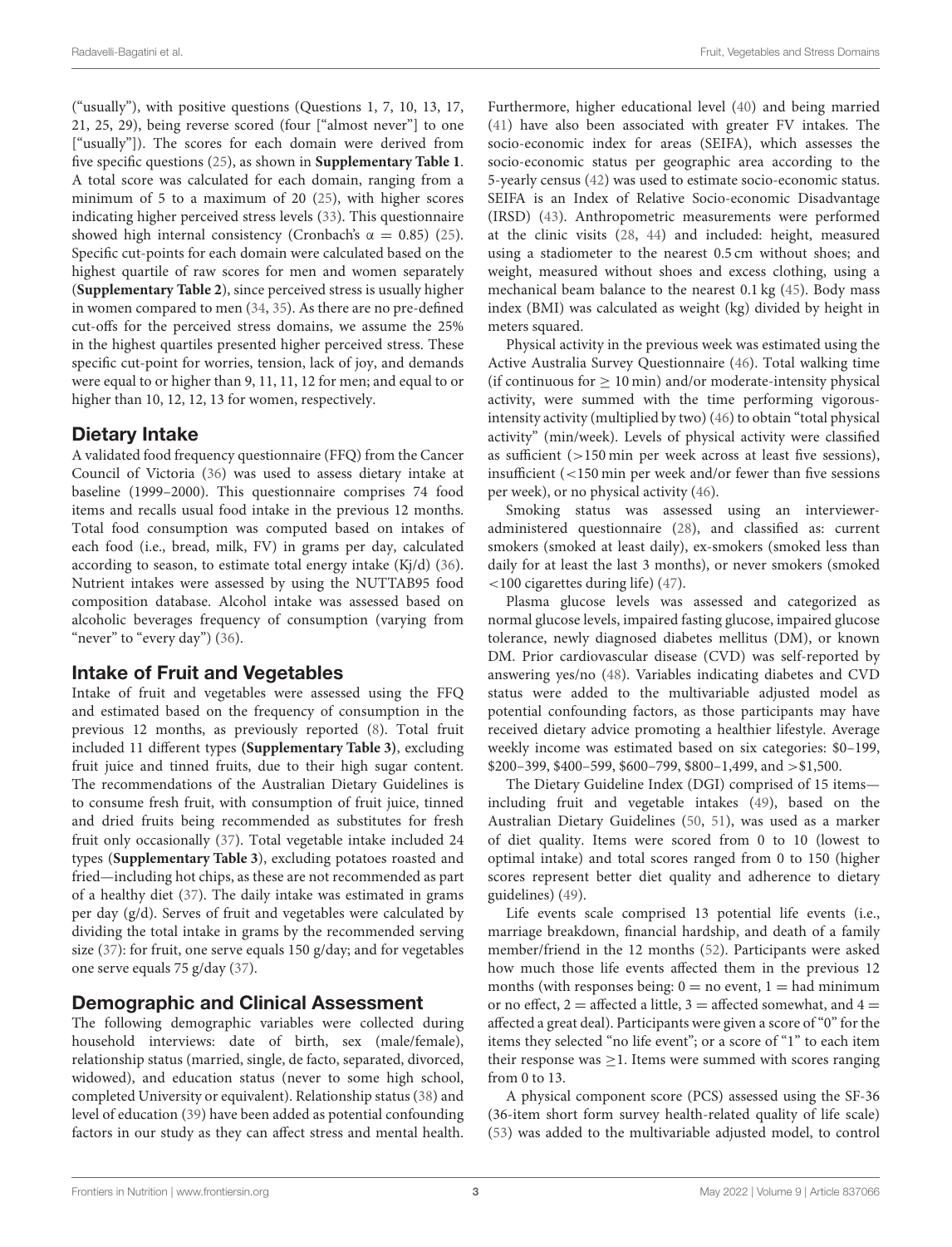("usually"), with positive questions (Questions 1, 7, 10, 13, 17, 21, 25, 29), being reverse scored (four ["almost never"] to one ["usually"]). The scores for each domain were derived from five specific questions (25), as shown in **Supplementary Table 1**. A total score was calculated for each domain, ranging from a minimum of 5 to a maximum of 20 (25), with higher scores indicating higher perceived stress levels (33). This questionnaire showed high internal consistency (Cronbach's $\alpha = 0.85$) (25). Specific cut-points for each domain were calculated based on the highest quartile of raw scores for men and women separately (**Supplementary Table 2**), since perceived stress is usually higher in women compared to men (34, 35). As there are no pre-defined cut-offs for the perceived stress domains, we assume the 25% in the highest quartiles presented higher perceived stress. These specific cut-point for worries, tension, lack of joy, and demands were equal to or higher than 9, 11, 11, 12 for men; and equal to or higher than 10, 12, 12, 13 for women, respectively.

## Dietary Intake

A validated food frequency questionnaire (FFQ) from the Cancer Council of Victoria (36) was used to assess dietary intake at baseline (1999–2000). This questionnaire comprises 74 food items and recalls usual food intake in the previous 12 months. Total food consumption was computed based on intakes of each food (i.e., bread, milk, FV) in grams per day, calculated according to season, to estimate total energy intake (Kj/d) (36). Nutrient intakes were assessed by using the NUTTAB95 food composition database. Alcohol intake was assessed based on alcoholic beverages frequency of consumption (varying from "never" to "every day") (36).

## Intake of Fruit and Vegetables

Intake of fruit and vegetables were assessed using the FFQ and estimated based on the frequency of consumption in the previous 12 months, as previously reported (8). Total fruit included 11 different types **(Supplementary Table 3)**, excluding fruit juice and tinned fruits, due to their high sugar content. The recommendations of the Australian Dietary Guidelines is to consume fresh fruit, with consumption of fruit juice, tinned and dried fruits being recommended as substitutes for fresh fruit only occasionally (37). Total vegetable intake included 24 types (**Supplementary Table 3**), excluding potatoes roasted and fried—including hot chips, as these are not recommended as part of a healthy diet (37). The daily intake was estimated in grams per day (g/d). Serves of fruit and vegetables were calculated by dividing the total intake in grams by the recommended serving size (37): for fruit, one serve equals 150 g/day; and for vegetables one serve equals 75 g/day (37).

## Demographic and Clinical Assessment

The following demographic variables were collected during household interviews: date of birth, sex (male/female), relationship status (married, single, de facto, separated, divorced, widowed), and education status (never to some high school, completed University or equivalent). Relationship status (38) and level of education (39) have been added as potential confounding factors in our study as they can affect stress and mental health. Furthermore, higher educational level (40) and being married (41) have also been associated with greater FV intakes. The socio-economic index for areas (SEIFA), which assesses the socio-economic status per geographic area according to the 5-yearly census (42) was used to estimate socio-economic status. SEIFA is an Index of Relative Socio-economic Disadvantage (IRSD) (43). Anthropometric measurements were performed at the clinic visits (28, 44) and included: height, measured using a stadiometer to the nearest 0.5 cm without shoes; and weight, measured without shoes and excess clothing, using a mechanical beam balance to the nearest 0.1 kg (45). Body mass index (BMI) was calculated as weight (kg) divided by height in meters squared.

Physical activity in the previous week was estimated using the Active Australia Survey Questionnaire (46). Total walking time (if continuous for $\geq$ 10 min) and/or moderate-intensity physical activity, were summed with the time performing vigorous-intensity activity (multiplied by two) (46) to obtain "total physical activity" (min/week). Levels of physical activity were classified as sufficient (>150 min per week across at least five sessions), insufficient (<150 min per week and/or fewer than five sessions per week), or no physical activity (46).

Smoking status was assessed using an interviewer-administered questionnaire (28), and classified as: current smokers (smoked at least daily), ex-smokers (smoked less than daily for at least the last 3 months), or never smokers (smoked <100 cigarettes during life) (47).

Plasma glucose levels was assessed and categorized as normal glucose levels, impaired fasting glucose, impaired glucose tolerance, newly diagnosed diabetes mellitus (DM), or known DM. Prior cardiovascular disease (CVD) was self-reported by answering yes/no (48). Variables indicating diabetes and CVD status were added to the multivariable adjusted model as potential confounding factors, as those participants may have received dietary advice promoting a healthier lifestyle. Average weekly income was estimated based on six categories: \$0–199, \$200–399, \$400–599, \$600–799, \$800–1,499, and >\$1,500.

The Dietary Guideline Index (DGI) comprised of 15 items—including fruit and vegetable intakes (49), based on the Australian Dietary Guidelines (50, 51), was used as a marker of diet quality. Items were scored from 0 to 10 (lowest to optimal intake) and total scores ranged from 0 to 150 (higher scores represent better diet quality and adherence to dietary guidelines) (49).

Life events scale comprised 13 potential life events (i.e., marriage breakdown, financial hardship, and death of a family member/friend in the 12 months (52). Participants were asked how much those life events affected them in the previous 12 months (with responses being: 0 = no event, 1 = had minimum or no effect, 2 = affected a little, 3 = affected somewhat, and 4 = affected a great deal). Participants were given a score of "0" for the items they selected "no life event"; or a score of "1" to each item their response was $\geq$1. Items were summed with scores ranging from 0 to 13.

A physical component score (PCS) assessed using the SF-36 (36-item short form survey health-related quality of life scale) (53) was added to the multivariable adjusted model, to control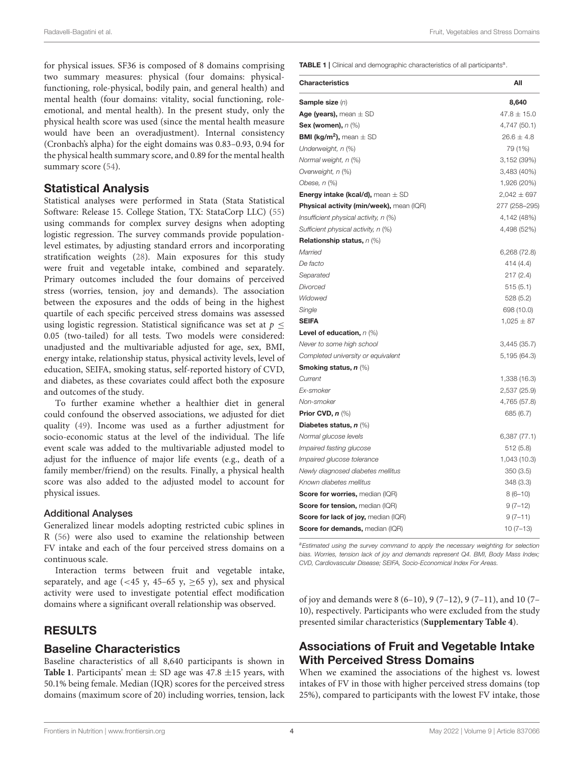for physical issues. SF36 is composed of 8 domains comprising two summary measures: physical (four domains: physical-functioning, role-physical, bodily pain, and general health) and mental health (four domains: vitality, social functioning, role-emotional, and mental health). In the present study, only the physical health score was used (since the mental health measure would have been an overadjustment). Internal consistency (Cronbach's alpha) for the eight domains was 0.83–0.93, 0.94 for the physical health summary score, and 0.89 for the mental health summary score (54).

## Statistical Analysis

Statistical analyses were performed in Stata (Stata Statistical Software: Release 15. College Station, TX: StataCorp LLC) (55) using commands for complex survey designs when adopting logistic regression. The survey commands provide population-level estimates, by adjusting standard errors and incorporating stratification weights (28). Main exposures for this study were fruit and vegetable intake, combined and separately. Primary outcomes included the four domains of perceived stress (worries, tension, joy and demands). The association between the exposures and the odds of being in the highest quartile of each specific perceived stress domains was assessed using logistic regression. Statistical significance was set at $p \leq 0.05$ (two-tailed) for all tests. Two models were considered: unadjusted and the multivariable adjusted for age, sex, BMI, energy intake, relationship status, physical activity levels, level of education, SEIFA, smoking status, self-reported history of CVD, and diabetes, as these covariates could affect both the exposure and outcomes of the study.

To further examine whether a healthier diet in general could confound the observed associations, we adjusted for diet quality (49). Income was used as a further adjustment for socio-economic status at the level of the individual. The life event scale was added to the multivariable adjusted model to adjust for the influence of major life events (e.g., death of a family member/friend) on the results. Finally, a physical health score was also added to the adjusted model to account for physical issues.

### Additional Analyses

Generalized linear models adopting restricted cubic splines in R (56) were also used to examine the relationship between FV intake and each of the four perceived stress domains on a continuous scale.

Interaction terms between fruit and vegetable intake, separately, and age (<45 y, 45–65 y, ≥65 y), sex and physical activity were used to investigate potential effect modification domains where a significant overall relationship was observed.

## RESULTS

## Baseline Characteristics

Baseline characteristics of all 8,640 participants is shown in **Table 1**. Participants' mean ± SD age was 47.8 ±15 years, with 50.1% being female. Median (IQR) scores for the perceived stress domains (maximum score of 20) including worries, tension, lack of joy and demands were 8 (6–10), 9 (7–12), 9 (7–11), and 10 (7–10), respectively. Participants who were excluded from the study presented similar characteristics (**Supplementary Table 4**).

**TABLE 1** | Clinical and demographic characteristics of all participants[a].

| Characteristics | All |
|---|---|
| **Sample size** (*n*) | **8,640** |
| **Age (years),** mean ± SD | 47.8 ± 15.0 |
| **Sex (women),** *n* (%) | 4,747 (50.1) |
| **BMI (kg/m²),** mean ± SD | 26.6 ± 4.8 |
| *Underweight, n* (%) | 79 (1%) |
| *Normal weight, n* (%) | 3,152 (39%) |
| *Overweight, n* (%) | 3,483 (40%) |
| *Obese, n* (%) | 1,926 (20%) |
| **Energy intake (kcal/d),** mean ± SD | 2,042 ± 697 |
| **Physical activity (min/week),** mean (IQR) | 277 (258–295) |
| *Insufficient physical activity, n* (%) | 4,142 (48%) |
| *Sufficient physical activity, n* (%) | 4,498 (52%) |
| **Relationship status,** *n* (%) | |
| *Married* | 6,268 (72.8) |
| *De facto* | 414 (4.4) |
| *Separated* | 217 (2.4) |
| *Divorced* | 515 (5.1) |
| *Widowed* | 528 (5.2) |
| *Single* | 698 (10.0) |
| **SEIFA** | 1,025 ± 87 |
| **Level of education,** *n* (%) | |
| *Never to some high school* | 3,445 (35.7) |
| *Completed university or equivalent* | 5,195 (64.3) |
| **Smoking status,** ***n*** (%) | |
| *Current* | 1,338 (16.3) |
| *Ex-smoker* | 2,537 (25.9) |
| *Non-smoker* | 4,765 (57.8) |
| **Prior CVD,** ***n*** (%) | 685 (6.7) |
| **Diabetes status,** ***n*** (%) | |
| *Normal glucose levels* | 6,387 (77.1) |
| *Impaired fasting glucose* | 512 (5.8) |
| *Impaired glucose tolerance* | 1,043 (10.3) |
| *Newly diagnosed diabetes mellitus* | 350 (3.5) |
| *Known diabetes mellitus* | 348 (3.3) |
| **Score for worries,** median (IQR) | 8 (6–10) |
| **Score for tension,** median (IQR) | 9 (7–12) |
| **Score for lack of joy,** median (IQR) | 9 (7–11) |
| **Score for demands,** median (IQR) | 10 (7–13) |

[a]*Estimated using the survey command to apply the necessary weighting for selection bias. Worries, tension lack of joy and demands represent Q4. BMI, Body Mass Index; CVD, Cardiovascular Disease; SEIFA, Socio-Economical Index For Areas.*

## Associations of Fruit and Vegetable Intake With Perceived Stress Domains

When we examined the associations of the highest vs. lowest intakes of FV in those with higher perceived stress domains (top 25%), compared to participants with the lowest FV intake, those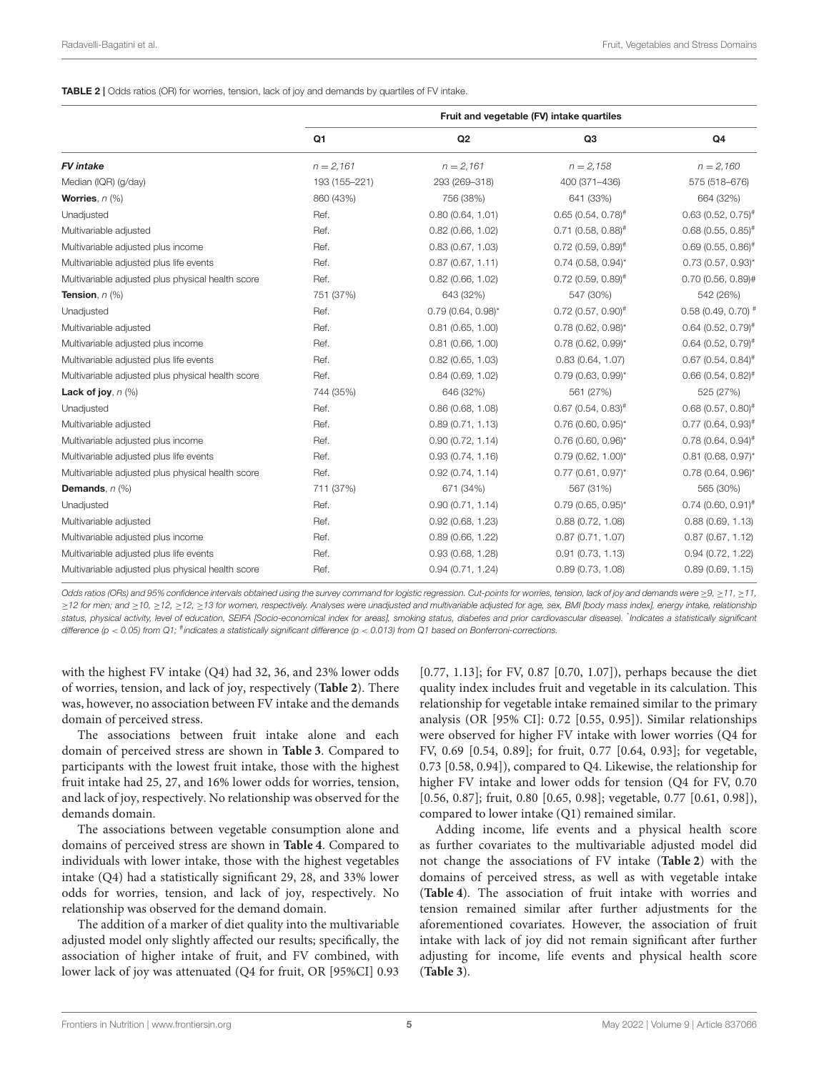**TABLE 2 |** Odds ratios (OR) for worries, tension, lack of joy and demands by quartiles of FV intake.

| | Fruit and vegetable (FV) intake quartiles | | | |
|---|---|---|---|---|
| | Q1 | Q2 | Q3 | Q4 |
| ***FV intake*** | *n = 2,161* | *n = 2,161* | *n = 2,158* | *n = 2,160* |
| Median (IQR) (g/day) | 193 (155–221) | 293 (269–318) | 400 (371–436) | 575 (518–676) |
| **Worries**, *n* (%) | 860 (43%) | 756 (38%) | 641 (33%) | 664 (32%) |
| Unadjusted | Ref. | 0.80 (0.64, 1.01) | 0.65 (0.54, 0.78)# | 0.63 (0.52, 0.75)# |
| Multivariable adjusted | Ref. | 0.82 (0.66, 1.02) | 0.71 (0.58, 0.88)# | 0.68 (0.55, 0.85)# |
| Multivariable adjusted plus income | Ref. | 0.83 (0.67, 1.03) | 0.72 (0.59, 0.89)# | 0.69 (0.55, 0.86)# |
| Multivariable adjusted plus life events | Ref. | 0.87 (0.67, 1.11) | 0.74 (0.58, 0.94)* | 0.73 (0.57, 0.93)* |
| Multivariable adjusted plus physical health score | Ref. | 0.82 (0.66, 1.02) | 0.72 (0.59, 0.89)# | 0.70 (0.56, 0.89)# |
| **Tension**, *n* (%) | 751 (37%) | 643 (32%) | 547 (30%) | 542 (26%) |
| Unadjusted | Ref. | 0.79 (0.64, 0.98)* | 0.72 (0.57, 0.90)# | 0.58 (0.49, 0.70) # |
| Multivariable adjusted | Ref. | 0.81 (0.65, 1.00) | 0.78 (0.62, 0.98)* | 0.64 (0.52, 0.79)# |
| Multivariable adjusted plus income | Ref. | 0.81 (0.66, 1.00) | 0.78 (0.62, 0.99)* | 0.64 (0.52, 0.79)# |
| Multivariable adjusted plus life events | Ref. | 0.82 (0.65, 1.03) | 0.83 (0.64, 1.07) | 0.67 (0.54, 0.84)# |
| Multivariable adjusted plus physical health score | Ref. | 0.84 (0.69, 1.02) | 0.79 (0.63, 0.99)* | 0.66 (0.54, 0.82)# |
| **Lack of joy**, *n* (%) | 744 (35%) | 646 (32%) | 561 (27%) | 525 (27%) |
| Unadjusted | Ref. | 0.86 (0.68, 1.08) | 0.67 (0.54, 0.83)# | 0.68 (0.57, 0.80)# |
| Multivariable adjusted | Ref. | 0.89 (0.71, 1.13) | 0.76 (0.60, 0.95)* | 0.77 (0.64, 0.93)# |
| Multivariable adjusted plus income | Ref. | 0.90 (0.72, 1.14) | 0.76 (0.60, 0.96)* | 0.78 (0.64, 0.94)# |
| Multivariable adjusted plus life events | Ref. | 0.93 (0.74, 1.16) | 0.79 (0.62, 1.00)* | 0.81 (0.68, 0.97)* |
| Multivariable adjusted plus physical health score | Ref. | 0.92 (0.74, 1.14) | 0.77 (0.61, 0.97)* | 0.78 (0.64, 0.96)* |
| **Demands**, *n* (%) | 711 (37%) | 671 (34%) | 567 (31%) | 565 (30%) |
| Unadjusted | Ref. | 0.90 (0.71, 1.14) | 0.79 (0.65, 0.95)* | 0.74 (0.60, 0.91)# |
| Multivariable adjusted | Ref. | 0.92 (0.68, 1.23) | 0.88 (0.72, 1.08) | 0.88 (0.69, 1.13) |
| Multivariable adjusted plus income | Ref. | 0.89 (0.66, 1.22) | 0.87 (0.71, 1.07) | 0.87 (0.67, 1.12) |
| Multivariable adjusted plus life events | Ref. | 0.93 (0.68, 1.28) | 0.91 (0.73, 1.13) | 0.94 (0.72, 1.22) |
| Multivariable adjusted plus physical health score | Ref. | 0.94 (0.71, 1.24) | 0.89 (0.73, 1.08) | 0.89 (0.69, 1.15) |

*Odds ratios (ORs) and 95% confidence intervals obtained using the survey command for logistic regression. Cut-points for worries, tension, lack of joy and demands were ≥9, ≥11, ≥11, ≥12 for men; and ≥10, ≥12, ≥12, ≥13 for women, respectively. Analyses were unadjusted and multivariable adjusted for age, sex, BMI [body mass index], energy intake, relationship status, physical activity, level of education, SEIFA [Socio-economical index for areas], smoking status, diabetes and prior cardiovascular disease). \*Indicates a statistically significant difference ($p < 0.05$) from Q1; #indicates a statistically significant difference ($p < 0.013$) from Q1 based on Bonferroni-corrections.*

with the highest FV intake (Q4) had 32, 36, and 23% lower odds of worries, tension, and lack of joy, respectively (**Table 2**). There was, however, no association between FV intake and the demands domain of perceived stress.

The associations between fruit intake alone and each domain of perceived stress are shown in **Table 3**. Compared to participants with the lowest fruit intake, those with the highest fruit intake had 25, 27, and 16% lower odds for worries, tension, and lack of joy, respectively. No relationship was observed for the demands domain.

The associations between vegetable consumption alone and domains of perceived stress are shown in **Table 4**. Compared to individuals with lower intake, those with the highest vegetables intake (Q4) had a statistically significant 29, 28, and 33% lower odds for worries, tension, and lack of joy, respectively. No relationship was observed for the demand domain.

The addition of a marker of diet quality into the multivariable adjusted model only slightly affected our results; specifically, the association of higher intake of fruit, and FV combined, with lower lack of joy was attenuated (Q4 for fruit, OR [95%CI] 0.93 [0.77, 1.13]; for FV, 0.87 [0.70, 1.07]), perhaps because the diet quality index includes fruit and vegetable in its calculation. This relationship for vegetable intake remained similar to the primary analysis (OR [95% CI]: 0.72 [0.55, 0.95]). Similar relationships were observed for higher FV intake with lower worries (Q4 for FV, 0.69 [0.54, 0.89]; for fruit, 0.77 [0.64, 0.93]; for vegetable, 0.73 [0.58, 0.94]), compared to Q4. Likewise, the relationship for higher FV intake and lower odds for tension (Q4 for FV, 0.70 [0.56, 0.87]; fruit, 0.80 [0.65, 0.98]; vegetable, 0.77 [0.61, 0.98]), compared to lower intake (Q1) remained similar.

Adding income, life events and a physical health score as further covariates to the multivariable adjusted model did not change the associations of FV intake (**Table 2**) with the domains of perceived stress, as well as with vegetable intake (**Table 4**). The association of fruit intake with worries and tension remained similar after further adjustments for the aforementioned covariates. However, the association of fruit intake with lack of joy did not remain significant after further adjusting for income, life events and physical health score (**Table 3**).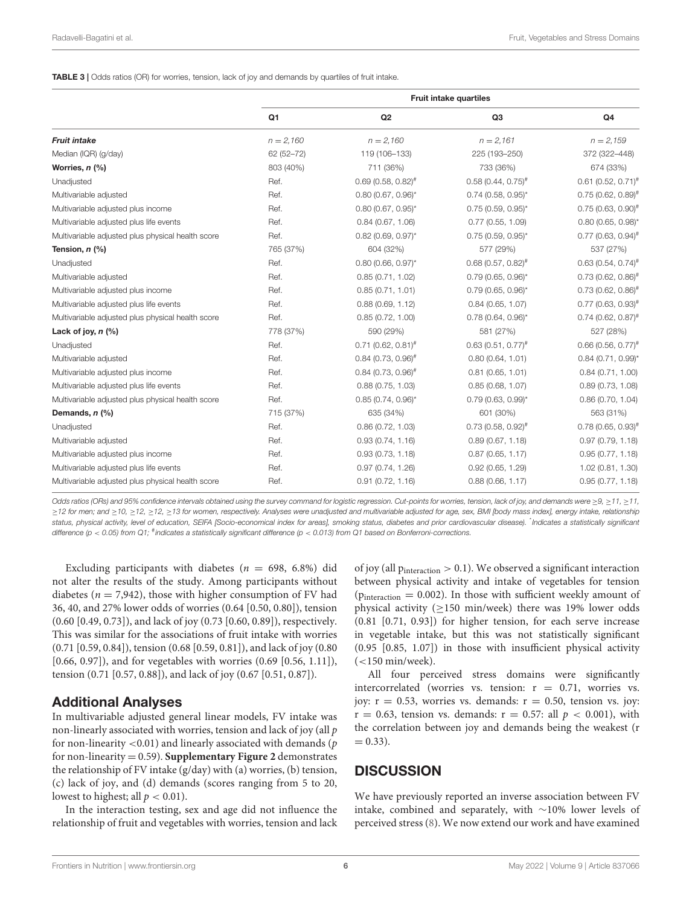**TABLE 3 |** Odds ratios (OR) for worries, tension, lack of joy and demands by quartiles of fruit intake.

| | Fruit intake quartiles | | | |
|---|---|---|---|---|
| | Q1 | Q2 | Q3 | Q4 |
| ***Fruit intake*** | *n = 2,160* | *n = 2,160* | *n = 2,161* | *n = 2,159* |
| Median (IQR) (g/day) | 62 (52–72) | 119 (106–133) | 225 (193–250) | 372 (322–448) |
| **Worries, *n* (%)** | 803 (40%) | 711 (36%) | 733 (36%) | 674 (33%) |
| Unadjusted | Ref. | 0.69 (0.58, 0.82)# | 0.58 (0.44, 0.75)# | 0.61 (0.52, 0.71)# |
| Multivariable adjusted | Ref. | 0.80 (0.67, 0.96)* | 0.74 (0.58, 0.95)* | 0.75 (0.62, 0.89)# |
| Multivariable adjusted plus income | Ref. | 0.80 (0.67, 0.95)* | 0.75 (0.59, 0.95)* | 0.75 (0.63, 0.90)# |
| Multivariable adjusted plus life events | Ref. | 0.84 (0.67, 1.06) | 0.77 (0.55, 1.09) | 0.80 (0.65, 0.98)* |
| Multivariable adjusted plus physical health score | Ref. | 0.82 (0.69, 0.97)* | 0.75 (0.59, 0.95)* | 0.77 (0.63, 0.94)# |
| **Tension, *n* (%)** | 765 (37%) | 604 (32%) | 577 (29%) | 537 (27%) |
| Unadjusted | Ref. | 0.80 (0.66, 0.97)* | 0.68 (0.57, 0.82)# | 0.63 (0.54, 0.74)# |
| Multivariable adjusted | Ref. | 0.85 (0.71, 1.02) | 0.79 (0.65, 0.96)* | 0.73 (0.62, 0.86)# |
| Multivariable adjusted plus income | Ref. | 0.85 (0.71, 1.01) | 0.79 (0.65, 0.96)* | 0.73 (0.62, 0.86)# |
| Multivariable adjusted plus life events | Ref. | 0.88 (0.69, 1.12) | 0.84 (0.65, 1.07) | 0.77 (0.63, 0.93)# |
| Multivariable adjusted plus physical health score | Ref. | 0.85 (0.72, 1.00) | 0.78 (0.64, 0.96)* | 0.74 (0.62, 0.87)# |
| **Lack of joy, *n* (%)** | 778 (37%) | 590 (29%) | 581 (27%) | 527 (28%) |
| Unadjusted | Ref. | 0.71 (0.62, 0.81)# | 0.63 (0.51, 0.77)# | 0.66 (0.56, 0.77)# |
| Multivariable adjusted | Ref. | 0.84 (0.73, 0.96)# | 0.80 (0.64, 1.01) | 0.84 (0.71, 0.99)* |
| Multivariable adjusted plus income | Ref. | 0.84 (0.73, 0.96)# | 0.81 (0.65, 1.01) | 0.84 (0.71, 1.00) |
| Multivariable adjusted plus life events | Ref. | 0.88 (0.75, 1.03) | 0.85 (0.68, 1.07) | 0.89 (0.73, 1.08) |
| Multivariable adjusted plus physical health score | Ref. | 0.85 (0.74, 0.96)* | 0.79 (0.63, 0.99)* | 0.86 (0.70, 1.04) |
| **Demands, *n* (%)** | 715 (37%) | 635 (34%) | 601 (30%) | 563 (31%) |
| Unadjusted | Ref. | 0.86 (0.72, 1.03) | 0.73 (0.58, 0.92)# | 0.78 (0.65, 0.93)# |
| Multivariable adjusted | Ref. | 0.93 (0.74, 1.16) | 0.89 (0.67, 1.18) | 0.97 (0.79, 1.18) |
| Multivariable adjusted plus income | Ref. | 0.93 (0.73, 1.18) | 0.87 (0.65, 1.17) | 0.95 (0.77, 1.18) |
| Multivariable adjusted plus life events | Ref. | 0.97 (0.74, 1.26) | 0.92 (0.65, 1.29) | 1.02 (0.81, 1.30) |
| Multivariable adjusted plus physical health score | Ref. | 0.91 (0.72, 1.16) | 0.88 (0.66, 1.17) | 0.95 (0.77, 1.18) |

*Odds ratios (ORs) and 95% confidence intervals obtained using the survey command for logistic regression. Cut-points for worries, tension, lack of joy, and demands were ≥9, ≥11, ≥11, ≥12 for men; and ≥10, ≥12, ≥12, ≥13 for women, respectively. Analyses were unadjusted and multivariable adjusted for age, sex, BMI [body mass index], energy intake, relationship status, physical activity, level of education, SEIFA [Socio-economical index for areas], smoking status, diabetes and prior cardiovascular disease). \*Indicates a statistically significant difference ($p < 0.05$) from Q1; #indicates a statistically significant difference ($p < 0.013$) from Q1 based on Bonferroni-corrections.*

Excluding participants with diabetes ($n = 698$, 6.8%) did not alter the results of the study. Among participants without diabetes ($n = 7,942$), those with higher consumption of FV had 36, 40, and 27% lower odds of worries (0.64 [0.50, 0.80]), tension (0.60 [0.49, 0.73]), and lack of joy (0.73 [0.60, 0.89]), respectively. This was similar for the associations of fruit intake with worries (0.71 [0.59, 0.84]), tension (0.68 [0.59, 0.81]), and lack of joy (0.80 [0.66, 0.97]), and for vegetables with worries (0.69 [0.56, 1.11]), tension (0.71 [0.57, 0.88]), and lack of joy (0.67 [0.51, 0.87]).

## Additional Analyses

In multivariable adjusted general linear models, FV intake was non-linearly associated with worries, tension and lack of joy (all $p$ for non-linearity <0.01) and linearly associated with demands ($p$ for non-linearity = 0.59). **Supplementary Figure 2** demonstrates the relationship of FV intake (g/day) with (a) worries, (b) tension, (c) lack of joy, and (d) demands (scores ranging from 5 to 20, lowest to highest; all $p < 0.01$).

In the interaction testing, sex and age did not influence the relationship of fruit and vegetables with worries, tension and lack of joy (all $p_{interaction} > 0.1$). We observed a significant interaction between physical activity and intake of vegetables for tension ($p_{interaction} = 0.002$). In those with sufficient weekly amount of physical activity (≥150 min/week) there was 19% lower odds (0.81 [0.71, 0.93]) for higher tension, for each serve increase in vegetable intake, but this was not statistically significant (0.95 [0.85, 1.07]) in those with insufficient physical activity (<150 min/week).

All four perceived stress domains were significantly intercorrelated (worries vs. tension: $r = 0.71$, worries vs. joy: $r = 0.53$, worries vs. demands: $r = 0.50$, tension vs. joy: $r = 0.63$, tension vs. demands: $r = 0.57$: all $p < 0.001$), with the correlation between joy and demands being the weakest ($r = 0.33$).

# DISCUSSION

We have previously reported an inverse association between FV intake, combined and separately, with ∼10% lower levels of perceived stress (8). We now extend our work and have examined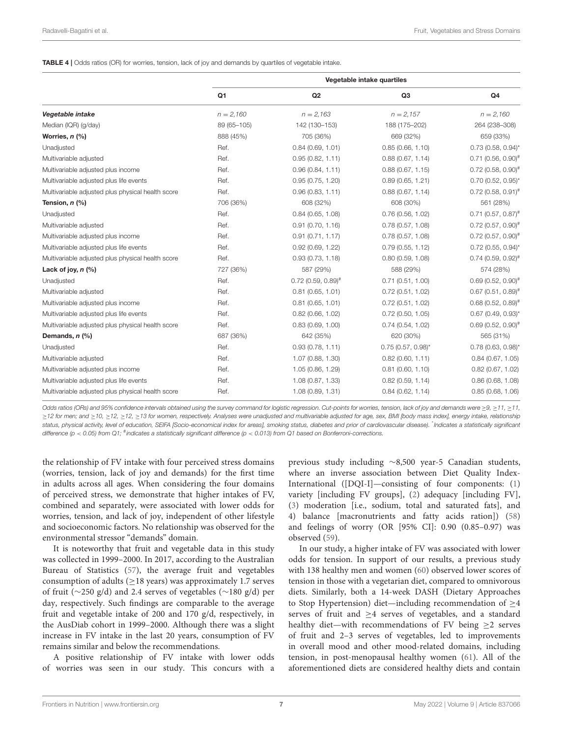**TABLE 4** | Odds ratios (OR) for worries, tension, lack of joy and demands by quartiles of vegetable intake.

| | Vegetable intake quartiles | | | |
|---|---|---|---|---|
| | Q1 | Q2 | Q3 | Q4 |
| ***Vegetable intake*** | *n = 2,160* | *n = 2,163* | *n = 2,157* | *n = 2,160* |
| Median (IQR) (g/day) | 89 (65–105) | 142 (130–153) | 188 (175–202) | 264 (238–308) |
| **Worries, *n* (%)** | 888 (45%) | 705 (36%) | 669 (32%) | 659 (33%) |
| Unadjusted | Ref. | 0.84 (0.69, 1.01) | 0.85 (0.66, 1.10) | 0.73 (0.58, 0.94)* |
| Multivariable adjusted | Ref. | 0.95 (0.82, 1.11) | 0.88 (0.67, 1.14) | 0.71 (0.56, 0.90)# |
| Multivariable adjusted plus income | Ref. | 0.96 (0.84, 1.11) | 0.88 (0.67, 1.15) | 0.72 (0.58, 0.90)# |
| Multivariable adjusted plus life events | Ref. | 0.95 (0.75, 1.20) | 0.89 (0.65, 1.21) | 0.70 (0.52, 0.95)* |
| Multivariable adjusted plus physical health score | Ref. | 0.96 (0.83, 1.11) | 0.88 (0.67, 1.14) | 0.72 (0.58, 0.91)# |
| **Tension, *n* (%)** | 706 (36%) | 608 (32%) | 608 (30%) | 561 (28%) |
| Unadjusted | Ref. | 0.84 (0.65, 1.08) | 0.76 (0.56, 1.02) | 0.71 (0.57, 0.87)# |
| Multivariable adjusted | Ref. | 0.91 (0.70, 1.16) | 0.78 (0.57, 1.08) | 0.72 (0.57, 0.90)# |
| Multivariable adjusted plus income | Ref. | 0.91 (0.71, 1.17) | 0.78 (0.57, 1.08) | 0.72 (0.57, 0.90)# |
| Multivariable adjusted plus life events | Ref. | 0.92 (0.69, 1.22) | 0.79 (0.55, 1.12) | 0.72 (0.55, 0.94)* |
| Multivariable adjusted plus physical health score | Ref. | 0.93 (0.73, 1.18) | 0.80 (0.59, 1.08) | 0.74 (0.59, 0.92)# |
| **Lack of joy, *n* (%)** | 727 (36%) | 587 (29%) | 588 (29%) | 574 (28%) |
| Unadjusted | Ref. | 0.72 (0.59, 0.89)# | 0.71 (0.51, 1.00) | 0.69 (0.52, 0.90)# |
| Multivariable adjusted | Ref. | 0.81 (0.65, 1.01) | 0.72 (0.51, 1.02) | 0.67 (0.51, 0.89)# |
| Multivariable adjusted plus income | Ref. | 0.81 (0.65, 1.01) | 0.72 (0.51, 1.02) | 0.68 (0.52, 0.89)# |
| Multivariable adjusted plus life events | Ref. | 0.82 (0.66, 1.02) | 0.72 (0.50, 1.05) | 0.67 (0.49, 0.93)* |
| Multivariable adjusted plus physical health score | Ref. | 0.83 (0.69, 1.00) | 0.74 (0.54, 1.02) | 0.69 (0.52, 0.90)# |
| **Demands, *n* (%)** | 687 (36%) | 642 (35%) | 620 (30%) | 565 (31%) |
| Unadjusted | Ref. | 0.93 (0.78, 1.11) | 0.75 (0.57, 0.98)* | 0.78 (0.63, 0.98)* |
| Multivariable adjusted | Ref. | 1.07 (0.88, 1.30) | 0.82 (0.60, 1.11) | 0.84 (0.67, 1.05) |
| Multivariable adjusted plus income | Ref. | 1.05 (0.86, 1.29) | 0.81 (0.60, 1.10) | 0.82 (0.67, 1.02) |
| Multivariable adjusted plus life events | Ref. | 1.08 (0.87, 1.33) | 0.82 (0.59, 1.14) | 0.86 (0.68, 1.08) |
| Multivariable adjusted plus physical health score | Ref. | 1.08 (0.89, 1.31) | 0.84 (0.62, 1.14) | 0.85 (0.68, 1.06) |

*Odds ratios (ORs) and 95% confidence intervals obtained using the survey command for logistic regression. Cut-points for worries, tension, lack of joy and demands were ≥9, ≥11, ≥11, ≥12 for men; and ≥10, ≥12, ≥12, ≥13 for women, respectively. Analyses were unadjusted and multivariable adjusted for age, sex, BMI [body mass index], energy intake, relationship status, physical activity, level of education, SEIFA [Socio-economical index for areas], smoking status, diabetes and prior of cardiovascular disease). \*Indicates a statistically significant difference (p < 0.05) from Q1; #indicates a statistically significant difference (p < 0.013) from Q1 based on Bonferroni-corrections.*

the relationship of FV intake with four perceived stress domains (worries, tension, lack of joy and demands) for the first time in adults across all ages. When considering the four domains of perceived stress, we demonstrate that higher intakes of FV, combined and separately, were associated with lower odds for worries, tension, and lack of joy, independent of other lifestyle and socioeconomic factors. No relationship was observed for the environmental stressor "demands" domain.

It is noteworthy that fruit and vegetable data in this study was collected in 1999–2000. In 2017, according to the Australian Bureau of Statistics (57), the average fruit and vegetables consumption of adults (≥18 years) was approximately 1.7 serves of fruit (~250 g/d) and 2.4 serves of vegetables (~180 g/d) per day, respectively. Such findings are comparable to the average fruit and vegetable intake of 200 and 170 g/d, respectively, in the AusDiab cohort in 1999–2000. Although there was a slight increase in FV intake in the last 20 years, consumption of FV remains similar and below the recommendations.

A positive relationship of FV intake with lower odds of worries was seen in our study. This concurs with a previous study including ~8,500 year-5 Canadian students, where an inverse association between Diet Quality Index-International ([DQI-I]—consisting of four components: (1) variety [including FV groups], (2) adequacy [including FV], (3) moderation [i.e., sodium, total and saturated fats], and 4) balance [macronutrients and fatty acids ration]) (58) and feelings of worry (OR [95% CI]: 0.90 (0.85–0.97) was observed (59).

In our study, a higher intake of FV was associated with lower odds for tension. In support of our results, a previous study with 138 healthy men and women (60) observed lower scores of tension in those with a vegetarian diet, compared to omnivorous diets. Similarly, both a 14-week DASH (Dietary Approaches to Stop Hypertension) diet—including recommendation of ≥4 serves of fruit and ≥4 serves of vegetables, and a standard healthy diet—with recommendations of FV being ≥2 serves of fruit and 2–3 serves of vegetables, led to improvements in overall mood and other mood-related domains, including tension, in post-menopausal healthy women (61). All of the aforementioned diets are considered healthy diets and contain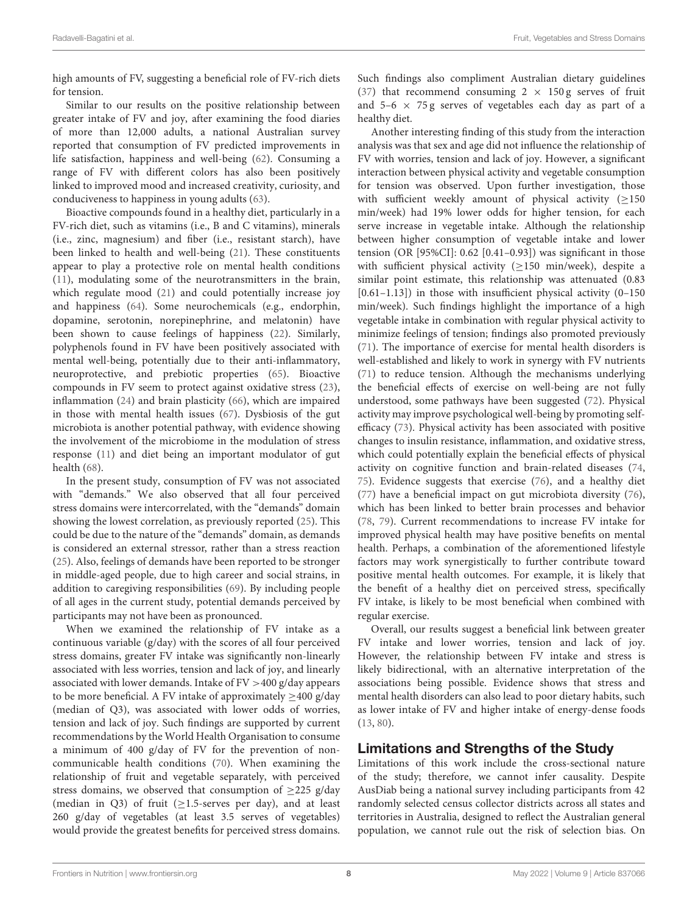high amounts of FV, suggesting a beneficial role of FV-rich diets for tension.

Similar to our results on the positive relationship between greater intake of FV and joy, after examining the food diaries of more than 12,000 adults, a national Australian survey reported that consumption of FV predicted improvements in life satisfaction, happiness and well-being (62). Consuming a range of FV with different colors has also been positively linked to improved mood and increased creativity, curiosity, and conduciveness to happiness in young adults (63).

Bioactive compounds found in a healthy diet, particularly in a FV-rich diet, such as vitamins (i.e., B and C vitamins), minerals (i.e., zinc, magnesium) and fiber (i.e., resistant starch), have been linked to health and well-being (21). These constituents appear to play a protective role on mental health conditions (11), modulating some of the neurotransmitters in the brain, which regulate mood (21) and could potentially increase joy and happiness (64). Some neurochemicals (e.g., endorphin, dopamine, serotonin, norepinephrine, and melatonin) have been shown to cause feelings of happiness (22). Similarly, polyphenols found in FV have been positively associated with mental well-being, potentially due to their anti-inflammatory, neuroprotective, and prebiotic properties (65). Bioactive compounds in FV seem to protect against oxidative stress (23), inflammation (24) and brain plasticity (66), which are impaired in those with mental health issues (67). Dysbiosis of the gut microbiota is another potential pathway, with evidence showing the involvement of the microbiome in the modulation of stress response (11) and diet being an important modulator of gut health (68).

In the present study, consumption of FV was not associated with "demands." We also observed that all four perceived stress domains were intercorrelated, with the "demands" domain showing the lowest correlation, as previously reported (25). This could be due to the nature of the "demands" domain, as demands is considered an external stressor, rather than a stress reaction (25). Also, feelings of demands have been reported to be stronger in middle-aged people, due to high career and social strains, in addition to caregiving responsibilities (69). By including people of all ages in the current study, potential demands perceived by participants may not have been as pronounced.

When we examined the relationship of FV intake as a continuous variable (g/day) with the scores of all four perceived stress domains, greater FV intake was significantly non-linearly associated with less worries, tension and lack of joy, and linearly associated with lower demands. Intake of FV >400 g/day appears to be more beneficial. A FV intake of approximately ≥400 g/day (median of Q3), was associated with lower odds of worries, tension and lack of joy. Such findings are supported by current recommendations by the World Health Organisation to consume a minimum of 400 g/day of FV for the prevention of non-communicable health conditions (70). When examining the relationship of fruit and vegetable separately, with perceived stress domains, we observed that consumption of ≥225 g/day (median in Q3) of fruit (≥1.5-serves per day), and at least 260 g/day of vegetables (at least 3.5 serves of vegetables) would provide the greatest benefits for perceived stress domains. Such findings also compliment Australian dietary guidelines (37) that recommend consuming 2 × 150 g serves of fruit and 5–6 × 75 g serves of vegetables each day as part of a healthy diet.

Another interesting finding of this study from the interaction analysis was that sex and age did not influence the relationship of FV with worries, tension and lack of joy. However, a significant interaction between physical activity and vegetable consumption for tension was observed. Upon further investigation, those with sufficient weekly amount of physical activity (≥150 min/week) had 19% lower odds for higher tension, for each serve increase in vegetable intake. Although the relationship between higher consumption of vegetable intake and lower tension (OR [95%CI]: 0.62 [0.41–0.93]) was significant in those with sufficient physical activity (≥150 min/week), despite a similar point estimate, this relationship was attenuated (0.83 [0.61–1.13]) in those with insufficient physical activity (0–150 min/week). Such findings highlight the importance of a high vegetable intake in combination with regular physical activity to minimize feelings of tension; findings also promoted previously (71). The importance of exercise for mental health disorders is well-established and likely to work in synergy with FV nutrients (71) to reduce tension. Although the mechanisms underlying the beneficial effects of exercise on well-being are not fully understood, some pathways have been suggested (72). Physical activity may improve psychological well-being by promoting self-efficacy (73). Physical activity has been associated with positive changes to insulin resistance, inflammation, and oxidative stress, which could potentially explain the beneficial effects of physical activity on cognitive function and brain-related diseases (74, 75). Evidence suggests that exercise (76), and a healthy diet (77) have a beneficial impact on gut microbiota diversity (76), which has been linked to better brain processes and behavior (78, 79). Current recommendations to increase FV intake for improved physical health may have positive benefits on mental health. Perhaps, a combination of the aforementioned lifestyle factors may work synergistically to further contribute toward positive mental health outcomes. For example, it is likely that the benefit of a healthy diet on perceived stress, specifically FV intake, is likely to be most beneficial when combined with regular exercise.

Overall, our results suggest a beneficial link between greater FV intake and lower worries, tension and lack of joy. However, the relationship between FV intake and stress is likely bidirectional, with an alternative interpretation of the associations being possible. Evidence shows that stress and mental health disorders can also lead to poor dietary habits, such as lower intake of FV and higher intake of energy-dense foods (13, 80).

## Limitations and Strengths of the Study

Limitations of this work include the cross-sectional nature of the study; therefore, we cannot infer causality. Despite AusDiab being a national survey including participants from 42 randomly selected census collector districts across all states and territories in Australia, designed to reflect the Australian general population, we cannot rule out the risk of selection bias. On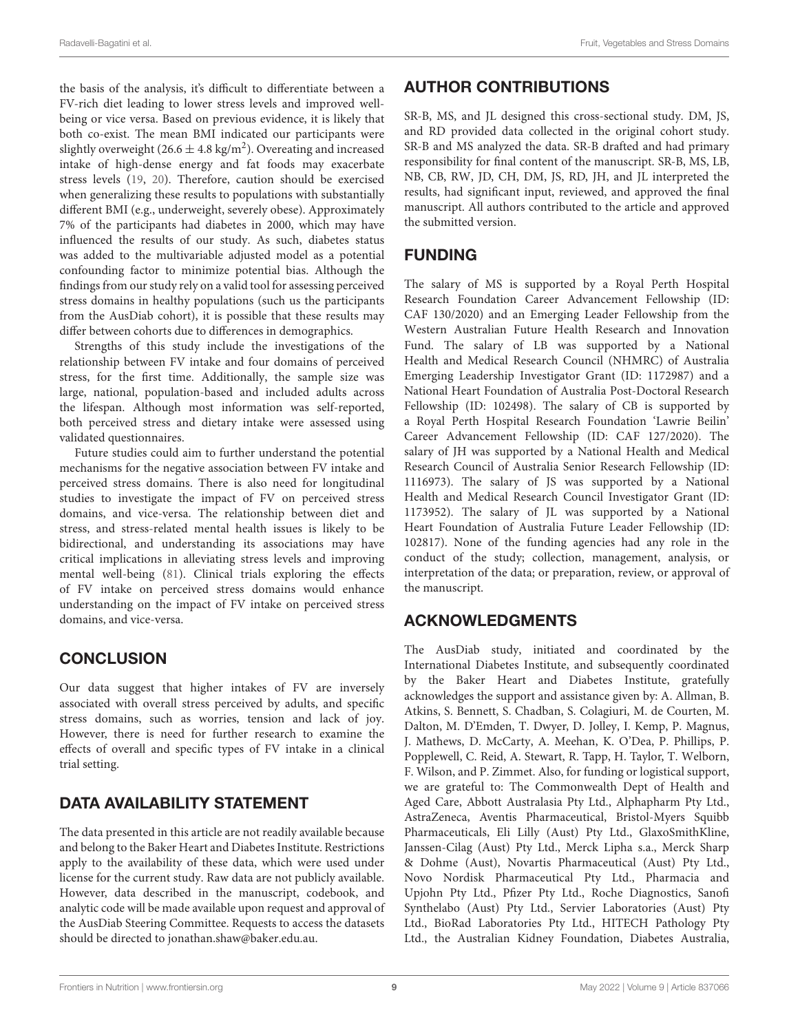the basis of the analysis, it's difficult to differentiate between a FV-rich diet leading to lower stress levels and improved well-being or vice versa. Based on previous evidence, it is likely that both co-exist. The mean BMI indicated our participants were slightly overweight ($26.6 \pm 4.8$ kg/m$^2$). Overeating and increased intake of high-dense energy and fat foods may exacerbate stress levels (19, 20). Therefore, caution should be exercised when generalizing these results to populations with substantially different BMI (e.g., underweight, severely obese). Approximately 7% of the participants had diabetes in 2000, which may have influenced the results of our study. As such, diabetes status was added to the multivariable adjusted model as a potential confounding factor to minimize potential bias. Although the findings from our study rely on a valid tool for assessing perceived stress domains in healthy populations (such us the participants from the AusDiab cohort), it is possible that these results may differ between cohorts due to differences in demographics.

Strengths of this study include the investigations of the relationship between FV intake and four domains of perceived stress, for the first time. Additionally, the sample size was large, national, population-based and included adults across the lifespan. Although most information was self-reported, both perceived stress and dietary intake were assessed using validated questionnaires.

Future studies could aim to further understand the potential mechanisms for the negative association between FV intake and perceived stress domains. There is also need for longitudinal studies to investigate the impact of FV on perceived stress domains, and vice-versa. The relationship between diet and stress, and stress-related mental health issues is likely to be bidirectional, and understanding its associations may have critical implications in alleviating stress levels and improving mental well-being (81). Clinical trials exploring the effects of FV intake on perceived stress domains would enhance understanding on the impact of FV intake on perceived stress domains, and vice-versa.

## CONCLUSION

Our data suggest that higher intakes of FV are inversely associated with overall stress perceived by adults, and specific stress domains, such as worries, tension and lack of joy. However, there is need for further research to examine the effects of overall and specific types of FV intake in a clinical trial setting.

## DATA AVAILABILITY STATEMENT

The data presented in this article are not readily available because and belong to the Baker Heart and Diabetes Institute. Restrictions apply to the availability of these data, which were used under license for the current study. Raw data are not publicly available. However, data described in the manuscript, codebook, and analytic code will be made available upon request and approval of the AusDiab Steering Committee. Requests to access the datasets should be directed to jonathan.shaw@baker.edu.au.

## AUTHOR CONTRIBUTIONS

SR-B, MS, and JL designed this cross-sectional study. DM, JS, and RD provided data collected in the original cohort study. SR-B and MS analyzed the data. SR-B drafted and had primary responsibility for final content of the manuscript. SR-B, MS, LB, NB, CB, RW, JD, CH, DM, JS, RD, JH, and JL interpreted the results, had significant input, reviewed, and approved the final manuscript. All authors contributed to the article and approved the submitted version.

## FUNDING

The salary of MS is supported by a Royal Perth Hospital Research Foundation Career Advancement Fellowship (ID: CAF 130/2020) and an Emerging Leader Fellowship from the Western Australian Future Health Research and Innovation Fund. The salary of LB was supported by a National Health and Medical Research Council (NHMRC) of Australia Emerging Leadership Investigator Grant (ID: 1172987) and a National Heart Foundation of Australia Post-Doctoral Research Fellowship (ID: 102498). The salary of CB is supported by a Royal Perth Hospital Research Foundation 'Lawrie Beilin' Career Advancement Fellowship (ID: CAF 127/2020). The salary of JH was supported by a National Health and Medical Research Council of Australia Senior Research Fellowship (ID: 1116973). The salary of JS was supported by a National Health and Medical Research Council Investigator Grant (ID: 1173952). The salary of JL was supported by a National Heart Foundation of Australia Future Leader Fellowship (ID: 102817). None of the funding agencies had any role in the conduct of the study; collection, management, analysis, or interpretation of the data; or preparation, review, or approval of the manuscript.

## ACKNOWLEDGMENTS

The AusDiab study, initiated and coordinated by the International Diabetes Institute, and subsequently coordinated by the Baker Heart and Diabetes Institute, gratefully acknowledges the support and assistance given by: A. Allman, B. Atkins, S. Bennett, S. Chadban, S. Colagiuri, M. de Courten, M. Dalton, M. D'Emden, T. Dwyer, D. Jolley, I. Kemp, P. Magnus, J. Mathews, D. McCarty, A. Meehan, K. O'Dea, P. Phillips, P. Popplewell, C. Reid, A. Stewart, R. Tapp, H. Taylor, T. Welborn, F. Wilson, and P. Zimmet. Also, for funding or logistical support, we are grateful to: The Commonwealth Dept of Health and Aged Care, Abbott Australasia Pty Ltd., Alphapharm Pty Ltd., AstraZeneca, Aventis Pharmaceutical, Bristol-Myers Squibb Pharmaceuticals, Eli Lilly (Aust) Pty Ltd., GlaxoSmithKline, Janssen-Cilag (Aust) Pty Ltd., Merck Lipha s.a., Merck Sharp & Dohme (Aust), Novartis Pharmaceutical (Aust) Pty Ltd., Novo Nordisk Pharmaceutical Pty Ltd., Pharmacia and Upjohn Pty Ltd., Pfizer Pty Ltd., Roche Diagnostics, Sanofi Synthelabo (Aust) Pty Ltd., Servier Laboratories (Aust) Pty Ltd., BioRad Laboratories Pty Ltd., HITECH Pathology Pty Ltd., the Australian Kidney Foundation, Diabetes Australia,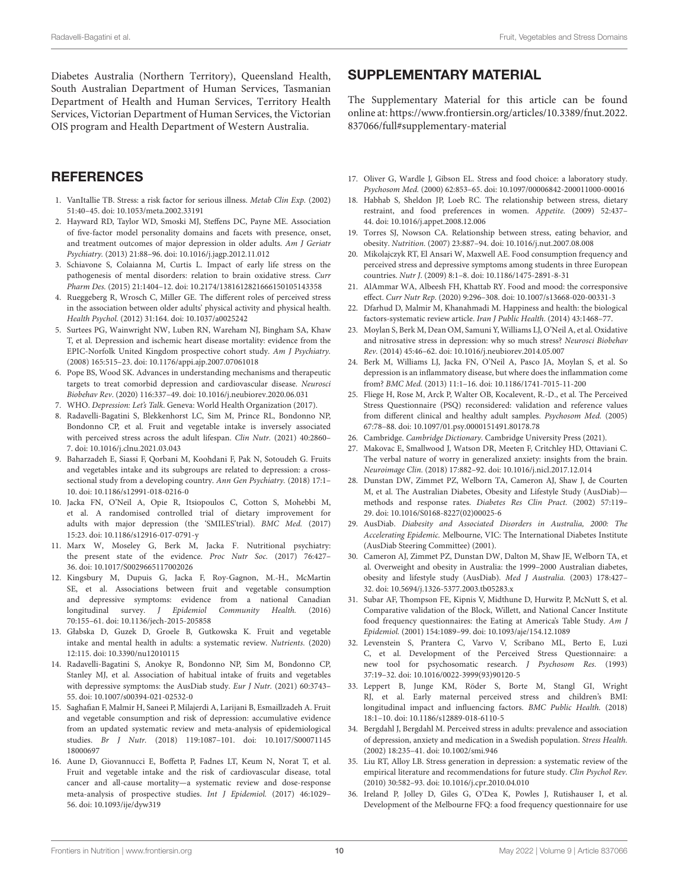Diabetes Australia (Northern Territory), Queensland Health, South Australian Department of Human Services, Tasmanian Department of Health and Human Services, Territory Health Services, Victorian Department of Human Services, the Victorian OIS program and Health Department of Western Australia.

## SUPPLEMENTARY MATERIAL

The Supplementary Material for this article can be found online at: https://www.frontiersin.org/articles/10.3389/fnut.2022.837066/full#supplementary-material

## REFERENCES

1. VanItallie TB. Stress: a risk factor for serious illness. *Metab Clin Exp.* (2002) 51:40–45. doi: 10.1053/meta.2002.33191
2. Hayward RD, Taylor WD, Smoski MJ, Steffens DC, Payne ME. Association of five-factor model personality domains and facets with presence, onset, and treatment outcomes of major depression in older adults. *Am J Geriatr Psychiatry.* (2013) 21:88–96. doi: 10.1016/j.jagp.2012.11.012
3. Schiavone S, Colaianna M, Curtis L. Impact of early life stress on the pathogenesis of mental disorders: relation to brain oxidative stress. *Curr Pharm Des.* (2015) 21:1404–12. doi: 10.2174/1381612821666150105143358
4. Rueggeberg R, Wrosch C, Miller GE. The different roles of perceived stress in the association between older adults' physical activity and physical health. *Health Psychol.* (2012) 31:164. doi: 10.1037/a0025242
5. Surtees PG, Wainwright NW, Luben RN, Wareham NJ, Bingham SA, Khaw T, et al. Depression and ischemic heart disease mortality: evidence from the EPIC-Norfolk United Kingdom prospective cohort study. *Am J Psychiatry.* (2008) 165:515–23. doi: 10.1176/appi.ajp.2007.07061018
6. Pope BS, Wood SK. Advances in understanding mechanisms and therapeutic targets to treat comorbid depression and cardiovascular disease. *Neurosci Biobehav Rev*. (2020) 116:337–49. doi: 10.1016/j.neubiorev.2020.06.031
7. WHO. *Depression: Let's Talk*. Geneva: World Health Organization (2017).
8. Radavelli-Bagatini S, Blekkenhorst LC, Sim M, Prince RL, Bondonno NP, Bondonno CP, et al. Fruit and vegetable intake is inversely associated with perceived stress across the adult lifespan. *Clin Nutr.* (2021) 40:2860–7. doi: 10.1016/j.clnu.2021.03.043
9. Baharzadeh E, Siassi F, Qorbani M, Koohdani F, Pak N, Sotoudeh G. Fruits and vegetables intake and its subgroups are related to depression: a cross-sectional study from a developing country. *Ann Gen Psychiatry.* (2018) 17:1–10. doi: 10.1186/s12991-018-0216-0
10. Jacka FN, O'Neil A, Opie R, Itsiopoulos C, Cotton S, Mohebbi M, et al. A randomised controlled trial of dietary improvement for adults with major depression (the 'SMILES'trial). *BMC Med.* (2017) 15:23. doi: 10.1186/s12916-017-0791-y
11. Marx W, Moseley G, Berk M, Jacka F. Nutritional psychiatry: the present state of the evidence. *Proc Nutr Soc.* (2017) 76:427–36. doi: 10.1017/S0029665117002026
12. Kingsbury M, Dupuis G, Jacka F, Roy-Gagnon, M.-H., McMartin SE, et al. Associations between fruit and vegetable consumption and depressive symptoms: evidence from a national Canadian longitudinal survey. *J Epidemiol Community Health.* (2016) 70:155–61. doi: 10.1136/jech-2015-205858
13. Głabska D, Guzek D, Groele B, Gutkowska K. Fruit and vegetable intake and mental health in adults: a systematic review. *Nutrients.* (2020) 12:115. doi: 10.3390/nu12010115
14. Radavelli-Bagatini S, Anokye R, Bondonno NP, Sim M, Bondonno CP, Stanley MJ, et al. Association of habitual intake of fruits and vegetables with depressive symptoms: the AusDiab study. *Eur J Nutr.* (2021) 60:3743–55. doi: 10.1007/s00394-021-02532-0
15. Saghafian F, Malmir H, Saneei P, Milajerdi A, Larijani B, Esmaillzadeh A. Fruit and vegetable consumption and risk of depression: accumulative evidence from an updated systematic review and meta-analysis of epidemiological studies. *Br J Nutr.* (2018) 119:1087–101. doi: 10.1017/S0007114518000697
16. Aune D, Giovannucci E, Boffetta P, Fadnes LT, Keum N, Norat T, et al. Fruit and vegetable intake and the risk of cardiovascular disease, total cancer and all-cause mortality—a systematic review and dose-response meta-analysis of prospective studies. *Int J Epidemiol.* (2017) 46:1029–56. doi: 10.1093/ije/dyw319
17. Oliver G, Wardle J, Gibson EL. Stress and food choice: a laboratory study. *Psychosom Med.* (2000) 62:853–65. doi: 10.1097/00006842-200011000-00016
18. Habhab S, Sheldon JP, Loeb RC. The relationship between stress, dietary restraint, and food preferences in women. *Appetite.* (2009) 52:437–44. doi: 10.1016/j.appet.2008.12.006
19. Torres SJ, Nowson CA. Relationship between stress, eating behavior, and obesity. *Nutrition.* (2007) 23:887–94. doi: 10.1016/j.nut.2007.08.008
20. Mikolajczyk RT, El Ansari W, Maxwell AE. Food consumption frequency and perceived stress and depressive symptoms among students in three European countries. *Nutr J*. (2009) 8:1–8. doi: 10.1186/1475-2891-8-31
21. AlAmmar WA, Albeesh FH, Khattab RY. Food and mood: the corresponsive effect. *Curr Nutr Rep.* (2020) 9:296–308. doi: 10.1007/s13668-020-00331-3
22. Dfarhud D, Malmir M, Khanahmadi M. Happiness and health: the biological factors-systematic review article. *Iran J Public Health.* (2014) 43:1468–77.
23. Moylan S, Berk M, Dean OM, Samuni Y, Williams LJ, O'Neil A, et al. Oxidative and nitrosative stress in depression: why so much stress? *Neurosci Biobehav Rev.* (2014) 45:46–62. doi: 10.1016/j.neubiorev.2014.05.007
24. Berk M, Williams LJ, Jacka FN, O'Neil A, Pasco JA, Moylan S, et al. So depression is an inflammatory disease, but where does the inflammation come from? *BMC Med.* (2013) 11:1–16. doi: 10.1186/1741-7015-11-200
25. Fliege H, Rose M, Arck P, Walter OB, Kocalevent, R.-D., et al. The Perceived Stress Questionnaire (PSQ) reconsidered: validation and reference values from different clinical and healthy adult samples. *Psychosom Med.* (2005) 67:78–88. doi: 10.1097/01.psy.0000151491.80178.78
26. Cambridge. *Cambridge Dictionary*. Cambridge University Press (2021).
27. Makovac E, Smallwood J, Watson DR, Meeten F, Critchley HD, Ottaviani C. The verbal nature of worry in generalized anxiety: insights from the brain. *Neuroimage Clin.* (2018) 17:882–92. doi: 10.1016/j.nicl.2017.12.014
28. Dunstan DW, Zimmet PZ, Welborn TA, Cameron AJ, Shaw J, de Courten M, et al. The Australian Diabetes, Obesity and Lifestyle Study (AusDiab)—methods and response rates. *Diabetes Res Clin Pract.* (2002) 57:119–29. doi: 10.1016/S0168-8227(02)00025-6
29. AusDiab. *Diabesity and Associated Disorders in Australia, 2000: The Accelerating Epidemic.* Melbourne, VIC: The International Diabetes Institute (AusDiab Steering Committee) (2001).
30. Cameron AJ, Zimmet PZ, Dunstan DW, Dalton M, Shaw JE, Welborn TA, et al. Overweight and obesity in Australia: the 1999–2000 Australian diabetes, obesity and lifestyle study (AusDiab). *Med J Australia.* (2003) 178:427–32. doi: 10.5694/j.1326-5377.2003.tb05283.x
31. Subar AF, Thompson FE, Kipnis V, Midthune D, Hurwitz P, McNutt S, et al. Comparative validation of the Block, Willett, and National Cancer Institute food frequency questionnaires: the Eating at America's Table Study. *Am J Epidemiol.* (2001) 154:1089–99. doi: 10.1093/aje/154.12.1089
32. Levenstein S, Prantera C, Varvo V, Scribano ML, Berto E, Luzi C, et al. Development of the Perceived Stress Questionnaire: a new tool for psychosomatic research. *J Psychosom Res.* (1993) 37:19–32. doi: 10.1016/0022-3999(93)90120-5
33. Leppert B, Junge KM, Röder S, Borte M, Stangl GI, Wright RJ, et al. Early maternal perceived stress and children's BMI: longitudinal impact and influencing factors. *BMC Public Health.* (2018) 18:1–10. doi: 10.1186/s12889-018-6110-5
34. Bergdahl J, Bergdahl M. Perceived stress in adults: prevalence and association of depression, anxiety and medication in a Swedish population. *Stress Health.* (2002) 18:235–41. doi: 10.1002/smi.946
35. Liu RT, Alloy LB. Stress generation in depression: a systematic review of the empirical literature and recommendations for future study. *Clin Psychol Rev.* (2010) 30:582–93. doi: 10.1016/j.cpr.2010.04.010
36. Ireland P, Jolley D, Giles G, O'Dea K, Powles J, Rutishauser I, et al. Development of the Melbourne FFQ: a food frequency questionnaire for use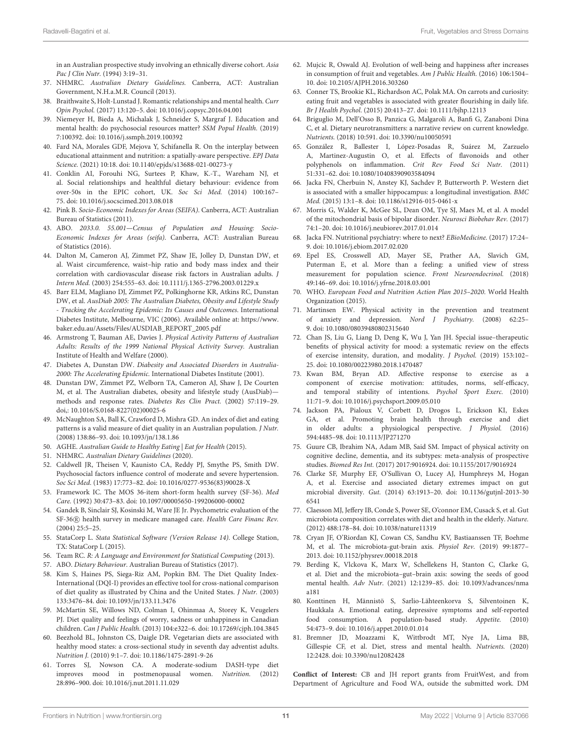in an Australian prospective study involving an ethnically diverse cohort. *Asia Pac J Clin Nutr.* (1994) 3:19–31.

37. NHMRC. *Australian Dietary Guidelines.* Canberra, ACT: Australian Government, N.H.a.M.R. Council (2013).
38. Braithwaite S, Holt-Lunstad J. Romantic relationships and mental health. *Curr Opin Psychol.* (2017) 13:120–5. doi: 10.1016/j.copsyc.2016.04.001
39. Niemeyer H, Bieda A, Michalak J, Schneider S, Margraf J. Education and mental health: do psychosocial resources matter? *SSM Popul Health.* (2019) 7:100392. doi: 10.1016/j.ssmph.2019.100392
40. Fard NA, Morales GDF, Mejova Y, Schifanella R. On the interplay between educational attainment and nutrition: a spatially-aware perspective. *EPJ Data Science.* (2021) 10:18. doi: 10.1140/epjds/s13688-021-00273-y
41. Conklin AI, Forouhi NG, Surtees P, Khaw, K.-T., Wareham NJ, et al. Social relationships and healthful dietary behaviour: evidence from over-50s in the EPIC cohort, UK. *Soc Sci Med.* (2014) 100:167–75. doi: 10.1016/j.socscimed.2013.08.018
42. Pink B. *Socio-Economic Indexes for Areas (SEIFA).* Canberra, ACT: Australian Bureau of Statistics (2011).
43. ABO. *2033.0. 55.001—Census of Population and Housing: Socio-Economic Indexes for Areas (seifa).* Canberra, ACT: Australian Bureau of Statistics (2016).
44. Dalton M, Cameron AJ, Zimmet PZ, Shaw JE, Jolley D, Dunstan DW, et al. Waist circumference, waist–hip ratio and body mass index and their correlation with cardiovascular disease risk factors in Australian adults. *J Intern Med.* (2003) 254:555–63. doi: 10.1111/j.1365-2796.2003.01229.x
45. Barr ELM, Magliano DJ, Zimmet PZ, Polkinghorne KR, Atkins RC, Dunstan DW, et al. *AusDiab 2005: The Australian Diabetes, Obesity and Lifestyle Study - Tracking the Accelerating Epidemic: Its Causes and Outcomes.* International Diabetes Institute, Melbourne, VIC (2006). Available online at: https://www.baker.edu.au/Assets/Files/AUSDIAB_REPORT_2005.pdf
46. Armstrong T, Bauman AE, Davies J. *Physical Activity Patterns of Australian Adults: Results of the 1999 National Physical Activity Survey.* Australian Institute of Health and Welfare (2000).
47. Diabetes A, Dunstan DW. *Diabesity and Associated Disorders in Australia-2000: The Accelerating Epidemic.* International Diabetes Institute (2001).
48. Dunstan DW, Zimmet PZ, Welborn TA, Cameron AJ, Shaw J, De Courten M, et al. The Australian diabetes, obesity and lifestyle study (AusDiab)—methods and response rates. *Diabetes Res Clin Pract.* (2002) 57:119–29. doi,: 10.1016/S.0168-8227(02)00025-6
49. McNaughton SA, Ball K, Crawford D, Mishra GD. An index of diet and eating patterns is a valid measure of diet quality in an Australian population. *J Nutr.* (2008) 138:86–93. doi: 10.1093/jn/138.1.86
50. AGHE. *Australian Guide to Healthy Eating | Eat for Health* (2015).
51. NHMRC. *Australian Dietary Guidelines* (2020).
52. Caldwell JR, Theisen V, Kaunisto CA, Reddy PJ, Smythe PS, Smith DW. Psychosocial factors influence control of moderate and severe hypertension. *Soc Sci Med.* (1983) 17:773–82. doi: 10.1016/0277-9536(83)90028-X
53. Framework IC. The MOS 36-item short-form health survey (SF-36). *Med Care.* (1992) 30:473–83. doi: 10.1097/00005650-199206000-00002
54. Gandek B, Sinclair SJ, Kosinski M, Ware JE Jr. Psychometric evaluation of the SF-36® health survey in medicare managed care. *Health Care Financ Rev.* (2004) 25:5–25.
55. StataCorp L. *Stata Statistical Software (Version Release 14).* College Station, TX: StataCorp L (2015).
56. Team RC. *R: A Language and Environment for Statistical Computing* (2013).
57. ABO. *Dietary Behaviour.* Australian Bureau of Statistics (2017).
58. Kim S, Haines PS, Siega-Riz AM, Popkin BM. The Diet Quality Index-International (DQI-I) provides an effective tool for cross-national comparison of diet quality as illustrated by China and the United States. *J Nutr.* (2003) 133:3476–84. doi: 10.1093/jn/133.11.3476
59. McMartin SE, Willows ND, Colman I, Ohinmaa A, Storey K, Veugelers PJ. Diet quality and feelings of worry, sadness or unhappiness in Canadian children. *Can J Public Health.* (2013) 104:e322–6. doi: 10.17269/cjph.104.3845
60. Beezhold BL, Johnston CS, Daigle DR. Vegetarian diets are associated with healthy mood states: a cross-sectional study in seventh day adventist adults. *Nutrition J.* (2010) 9:1–7. doi: 10.1186/1475-2891-9-26
61. Torres SJ, Nowson CA. A moderate-sodium DASH-type diet improves mood in postmenopausal women. *Nutrition.* (2012) 28:896–900. doi: 10.1016/j.nut.2011.11.029
62. Mujcic R, Oswald AJ. Evolution of well-being and happiness after increases in consumption of fruit and vegetables. *Am J Public Health.* (2016) 106:1504–10. doi: 10.2105/AJPH.2016.303260
63. Conner TS, Brookie KL, Richardson AC, Polak MA. On carrots and curiosity: eating fruit and vegetables is associated with greater flourishing in daily life. *Br J Health Psychol.* (2015) 20:413–27. doi: 10.1111/bjhp.12113
64. Briguglio M, Dell'Osso B, Panzica G, Malgaroli A, Banfi G, Zanaboni Dina C, et al. Dietary neurotransmitters: a narrative review on current knowledge. *Nutrients.* (2018) 10:591. doi: 10.3390/nu10050591
65. González R, Ballester I, López-Posadas R, Suárez M, Zarzuelo A, Martinez-Augustin O, et al. Effects of flavonoids and other polyphenols on inflammation. *Crit Rev Food Sci Nutr.* (2011) 51:331–62. doi: 10.1080/10408390903584094
66. Jacka FN, Cherbuin N, Anstey KJ, Sachdev P, Butterworth P. Western diet is associated with a smaller hippocampus: a longitudinal investigation. *BMC Med.* (2015) 13:1–8. doi: 10.1186/s12916-015-0461-x
67. Morris G, Walder K, McGee SL, Dean OM, Tye SJ, Maes M, et al. A model of the mitochondrial basis of bipolar disorder. *Neurosci Biobehav Rev.* (2017) 74:1–20. doi: 10.1016/j.neubiorev.2017.01.014
68. Jacka FN. Nutritional psychiatry: where to next? *EBioMedicine.* (2017) 17:24–9. doi: 10.1016/j.ebiom.2017.02.020
69. Epel ES, Crosswell AD, Mayer SE, Prather AA, Slavich GM, Puterman E, et al. More than a feeling: a unified view of stress measurement for population science. *Front Neuroendocrinol.* (2018) 49:146–69. doi: 10.1016/j.yfrne.2018.03.001
70. WHO. *European Food and Nutrition Action Plan 2015–2020.* World Health Organization (2015).
71. Martinsen EW. Physical activity in the prevention and treatment of anxiety and depression. *Nord J Psychiatry.* (2008) 62:25–9. doi: 10.1080/08039480802315640
72. Chan JS, Liu G, Liang D, Deng K, Wu J, Yan JH. Special issue–therapeutic benefits of physical activity for mood: a systematic review on the effects of exercise intensity, duration, and modality. *J Psychol.* (2019) 153:102–25. doi: 10.1080/00223980.2018.1470487
73. Kwan BM, Bryan AD. Affective response to exercise as a component of exercise motivation: attitudes, norms, self-efficacy, and temporal stability of intentions. *Psychol Sport Exerc.* (2010) 11:71–9. doi: 10.1016/j.psychsport.2009.05.010
74. Jackson PA, Pialoux V, Corbett D, Drogos L, Erickson KI, Eskes GA, et al. Promoting brain health through exercise and diet in older adults: a physiological perspective. *J Physiol.* (2016) 594:4485–98. doi: 10.1113/JP271270
75. Guure CB, Ibrahim NA, Adam MB, Said SM. Impact of physical activity on cognitive decline, dementia, and its subtypes: meta-analysis of prospective studies. *Biomed Res Int.* (2017) 2017:9016924. doi: 10.1155/2017/9016924
76. Clarke SF, Murphy EF, O'Sullivan O, Lucey AJ, Humphreys M, Hogan A, et al. Exercise and associated dietary extremes impact on gut microbial diversity. *Gut.* (2014) 63:1913–20. doi: 10.1136/gutjnl-2013-306541
77. Claesson MJ, Jeffery IB, Conde S, Power SE, O'connor EM, Cusack S, et al. Gut microbiota composition correlates with diet and health in the elderly. *Nature.* (2012) 488:178–84. doi: 10.1038/nature11319
78. Cryan JF, O'Riordan KJ, Cowan CS, Sandhu KV, Bastiaanssen TF, Boehme M, et al. The microbiota-gut-brain axis. *Physiol Rev.* (2019) 99:1877–2013. doi: 10.1152/physrev.00018.2018
79. Berding K, Vlckova K, Marx W, Schellekens H, Stanton C, Clarke G, et al. Diet and the microbiota–gut–brain axis: sowing the seeds of good mental health. *Adv Nutr.* (2021) 12:1239–85. doi: 10.1093/advances/nmaa181
80. Konttinen H, Männistö S, Sarlio-Lähteenkorva S, Silventoinen K, Haukkala A. Emotional eating, depressive symptoms and self-reported food consumption. A population-based study. *Appetite.* (2010) 54:473–9. doi: 10.1016/j.appet.2010.01.014
81. Bremner JD, Moazzami K, Wittbrodt MT, Nye JA, Lima BB, Gillespie CF, et al. Diet, stress and mental health. *Nutrients.* (2020) 12:2428. doi: 10.3390/nu12082428

**Conflict of Interest:** CB and JH report grants from FruitWest, and from Department of Agriculture and Food WA, outside the submitted work. DM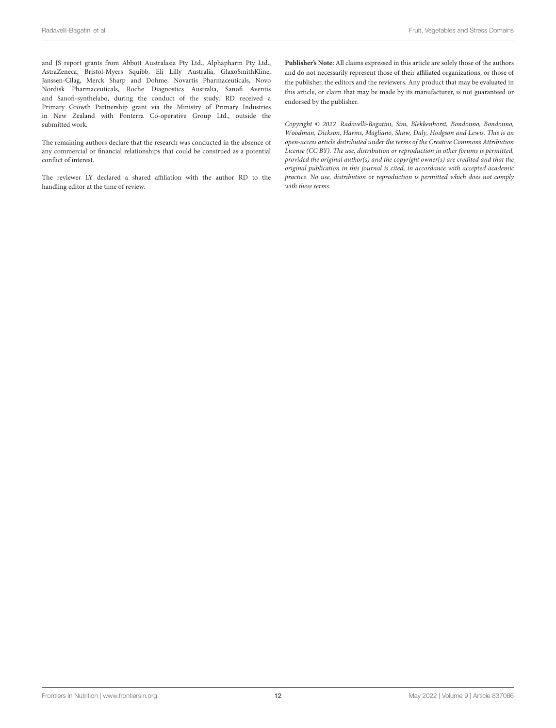and JS report grants from Abbott Australasia Pty Ltd., Alphapharm Pty Ltd., AstraZeneca, Bristol-Myers Squibb, Eli Lilly Australia, GlaxoSmithKline, Janssen-Cilag, Merck Sharp and Dohme, Novartis Pharmaceuticals, Novo Nordisk Pharmaceuticals, Roche Diagnostics Australia, Sanofi Aventis and Sanofi-synthelabo, during the conduct of the study. RD received a Primary Growth Partnership grant via the Ministry of Primary Industries in New Zealand with Fonterra Co-operative Group Ltd., outside the submitted work.

The remaining authors declare that the research was conducted in the absence of any commercial or financial relationships that could be construed as a potential conflict of interest.

The reviewer LY declared a shared affiliation with the author RD to the handling editor at the time of review.

**Publisher's Note:** All claims expressed in this article are solely those of the authors and do not necessarily represent those of their affiliated organizations, or those of the publisher, the editors and the reviewers. Any product that may be evaluated in this article, or claim that may be made by its manufacturer, is not guaranteed or endorsed by the publisher.

*Copyright © 2022 Radavelli-Bagatini, Sim, Blekkenhorst, Bondonno, Bondonno, Woodman, Dickson, Harms, Magliano, Shaw, Daly, Hodgson and Lewis. This is an open-access article distributed under the terms of the Creative Commons Attribution License (CC BY). The use, distribution or reproduction in other forums is permitted, provided the original author(s) and the copyright owner(s) are credited and that the original publication in this journal is cited, in accordance with accepted academic practice. No use, distribution or reproduction is permitted which does not comply with these terms.*